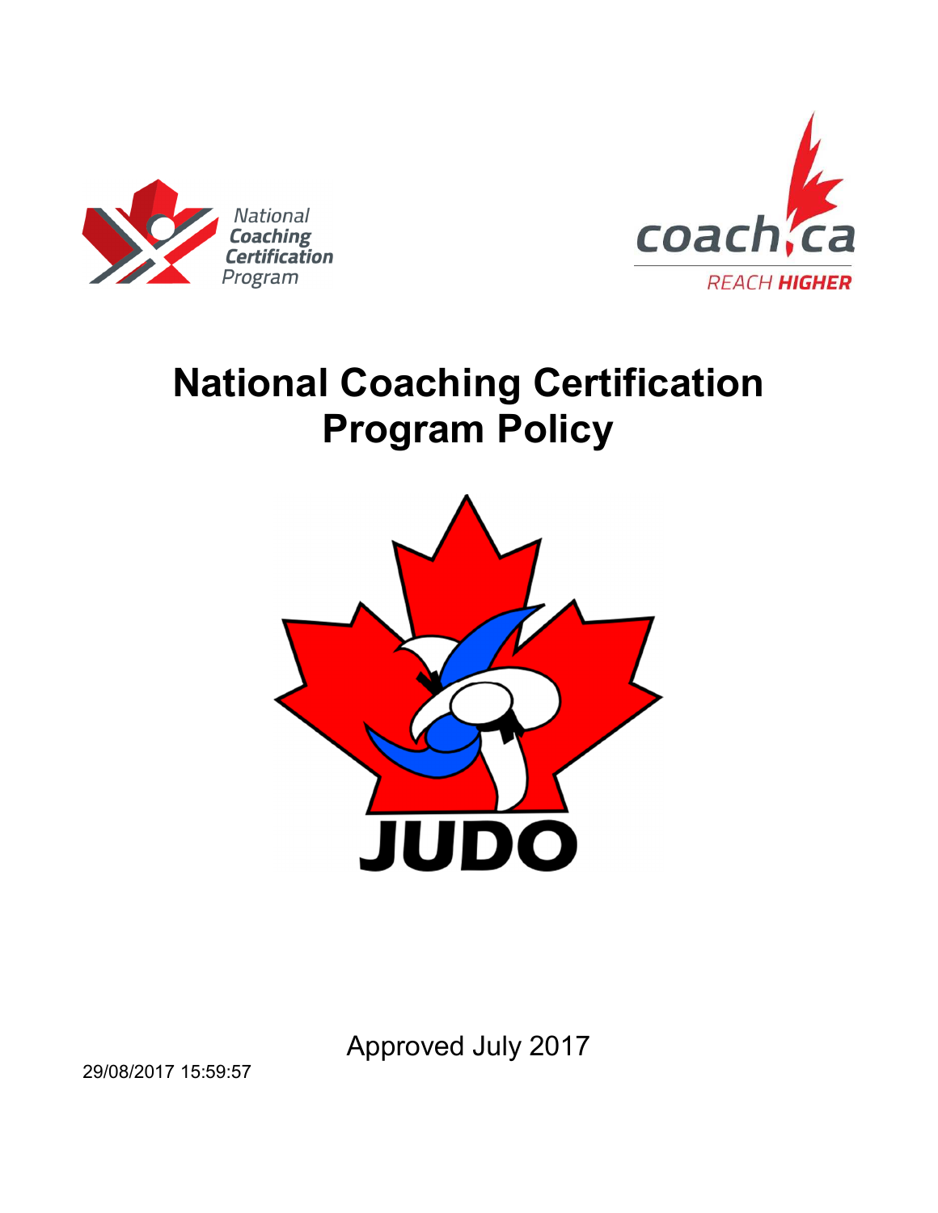National Coaching Certification Program

coach.ca REACH HIGHER

# National Coaching Certification Program Policy

JUDO

Approved July 2017

29/08/2017 15:59:57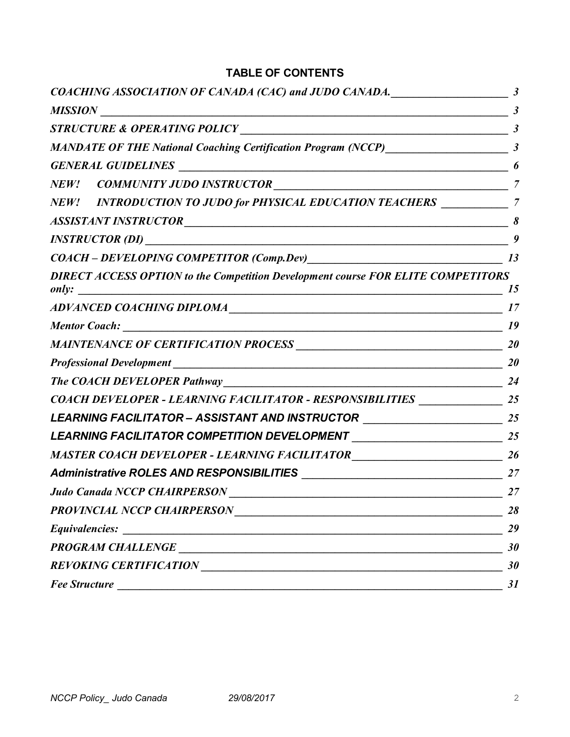## TABLE OF CONTENTS

| | |
|---|---|
| *COACHING ASSOCIATION OF CANADA (CAC) and JUDO CANADA.* | 3 |
| *MISSION* | 3 |
| *STRUCTURE & OPERATING POLICY* | 3 |
| *MANDATE OF THE National Coaching Certification Program (NCCP)* | 3 |
| *GENERAL GUIDELINES* | 6 |
| *NEW! COMMUNITY JUDO INSTRUCTOR* | 7 |
| *NEW! INTRODUCTION TO JUDO for PHYSICAL EDUCATION TEACHERS* | 7 |
| *ASSISTANT INSTRUCTOR* | 8 |
| *INSTRUCTOR (DI)* | 9 |
| *COACH – DEVELOPING COMPETITOR (Comp.Dev)* | 13 |
| *DIRECT ACCESS OPTION to the Competition Development course FOR ELITE COMPETITORS only:* | 15 |
| *ADVANCED COACHING DIPLOMA* | 17 |
| *Mentor Coach:* | 19 |
| *MAINTENANCE OF CERTIFICATION PROCESS* | 20 |
| *Professional Development* | 20 |
| *The COACH DEVELOPER Pathway* | 24 |
| *COACH DEVELOPER - LEARNING FACILITATOR - RESPONSIBILITIES* | 25 |
| *LEARNING FACILITATOR – ASSISTANT AND INSTRUCTOR* | 25 |
| *LEARNING FACILITATOR COMPETITION DEVELOPMENT* | 25 |
| *MASTER COACH DEVELOPER - LEARNING FACILITATOR* | 26 |
| *Administrative ROLES AND RESPONSIBILITIES* | 27 |
| *Judo Canada NCCP CHAIRPERSON* | 27 |
| *PROVINCIAL NCCP CHAIRPERSON* | 28 |
| *Equivalencies:* | 29 |
| *PROGRAM CHALLENGE* | 30 |
| *REVOKING CERTIFICATION* | 30 |
| *Fee Structure* | 31 |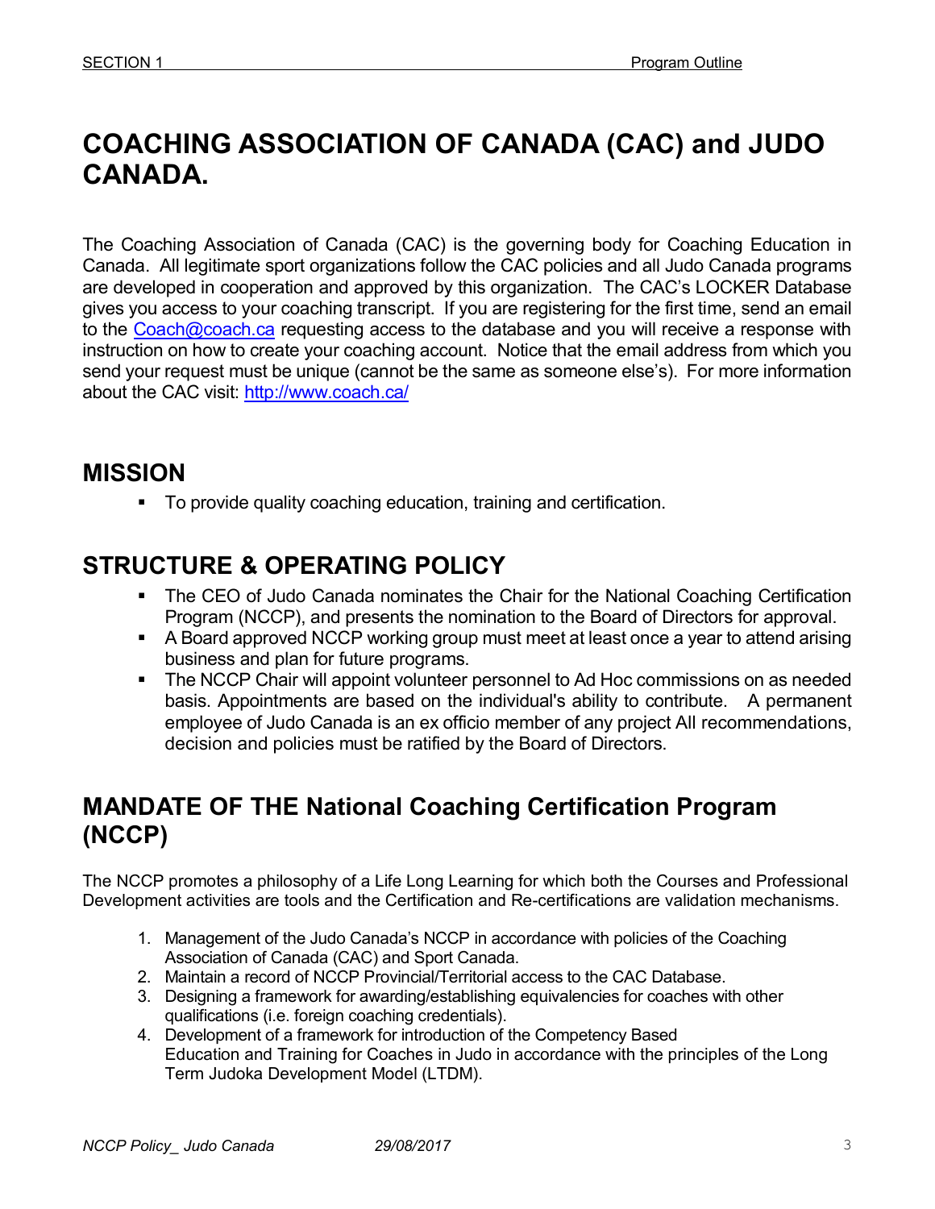# COACHING ASSOCIATION OF CANADA (CAC) and JUDO CANADA.

The Coaching Association of Canada (CAC) is the governing body for Coaching Education in Canada. All legitimate sport organizations follow the CAC policies and all Judo Canada programs are developed in cooperation and approved by this organization. The CAC's LOCKER Database gives you access to your coaching transcript. If you are registering for the first time, send an email to the [Coach@coach.ca](mailto:Coach@coach.ca) requesting access to the database and you will receive a response with instruction on how to create your coaching account. Notice that the email address from which you send your request must be unique (cannot be the same as someone else's). For more information about the CAC visit: [http://www.coach.ca/](http://www.coach.ca/)

## MISSION

- To provide quality coaching education, training and certification.

## STRUCTURE & OPERATING POLICY

- The CEO of Judo Canada nominates the Chair for the National Coaching Certification Program (NCCP), and presents the nomination to the Board of Directors for approval.
- A Board approved NCCP working group must meet at least once a year to attend arising business and plan for future programs.
- The NCCP Chair will appoint volunteer personnel to Ad Hoc commissions on as needed basis. Appointments are based on the individual's ability to contribute. A permanent employee of Judo Canada is an ex officio member of any project All recommendations, decision and policies must be ratified by the Board of Directors.

## MANDATE OF THE National Coaching Certification Program (NCCP)

The NCCP promotes a philosophy of a Life Long Learning for which both the Courses and Professional Development activities are tools and the Certification and Re-certifications are validation mechanisms.

1. Management of the Judo Canada's NCCP in accordance with policies of the Coaching Association of Canada (CAC) and Sport Canada.
2. Maintain a record of NCCP Provincial/Territorial access to the CAC Database.
3. Designing a framework for awarding/establishing equivalencies for coaches with other qualifications (i.e. foreign coaching credentials).
4. Development of a framework for introduction of the Competency Based Education and Training for Coaches in Judo in accordance with the principles of the Long Term Judoka Development Model (LTDM).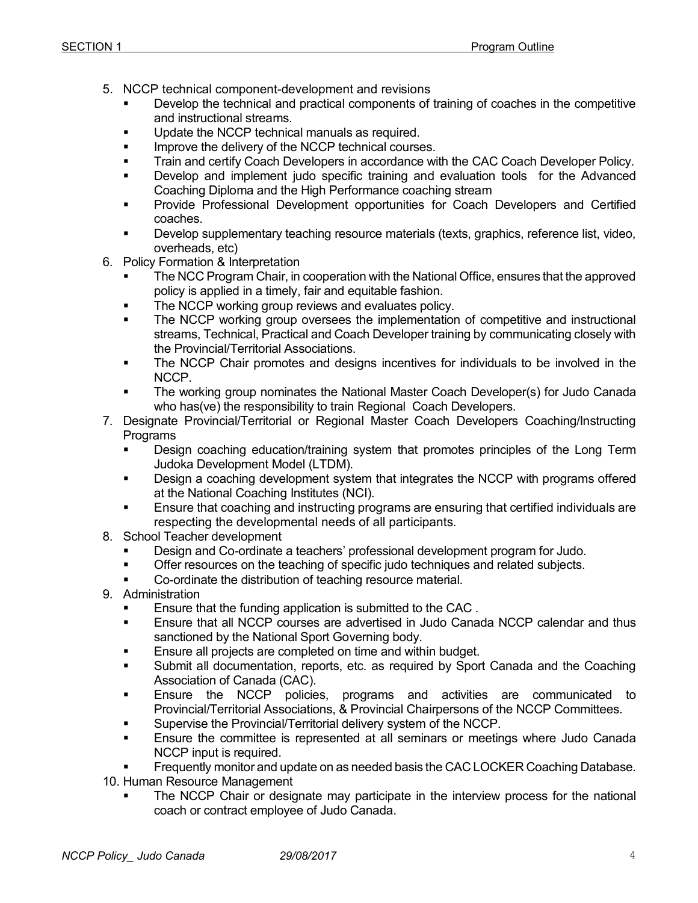5. NCCP technical component-development and revisions
   - Develop the technical and practical components of training of coaches in the competitive and instructional streams.
   - Update the NCCP technical manuals as required.
   - Improve the delivery of the NCCP technical courses.
   - Train and certify Coach Developers in accordance with the CAC Coach Developer Policy.
   - Develop and implement judo specific training and evaluation tools for the Advanced Coaching Diploma and the High Performance coaching stream
   - Provide Professional Development opportunities for Coach Developers and Certified coaches.
   - Develop supplementary teaching resource materials (texts, graphics, reference list, video, overheads, etc)
6. Policy Formation & Interpretation
   - The NCC Program Chair, in cooperation with the National Office, ensures that the approved policy is applied in a timely, fair and equitable fashion.
   - The NCCP working group reviews and evaluates policy.
   - The NCCP working group oversees the implementation of competitive and instructional streams, Technical, Practical and Coach Developer training by communicating closely with the Provincial/Territorial Associations.
   - The NCCP Chair promotes and designs incentives for individuals to be involved in the NCCP.
   - The working group nominates the National Master Coach Developer(s) for Judo Canada who has(ve) the responsibility to train Regional Coach Developers.
7. Designate Provincial/Territorial or Regional Master Coach Developers Coaching/Instructing Programs
   - Design coaching education/training system that promotes principles of the Long Term Judoka Development Model (LTDM).
   - Design a coaching development system that integrates the NCCP with programs offered at the National Coaching Institutes (NCI).
   - Ensure that coaching and instructing programs are ensuring that certified individuals are respecting the developmental needs of all participants.
8. School Teacher development
   - Design and Co-ordinate a teachers' professional development program for Judo.
   - Offer resources on the teaching of specific judo techniques and related subjects.
   - Co-ordinate the distribution of teaching resource material.
9. Administration
   - Ensure that the funding application is submitted to the CAC .
   - Ensure that all NCCP courses are advertised in Judo Canada NCCP calendar and thus sanctioned by the National Sport Governing body.
   - Ensure all projects are completed on time and within budget.
   - Submit all documentation, reports, etc. as required by Sport Canada and the Coaching Association of Canada (CAC).
   - Ensure the NCCP policies, programs and activities are communicated to Provincial/Territorial Associations, & Provincial Chairpersons of the NCCP Committees.
   - Supervise the Provincial/Territorial delivery system of the NCCP.
   - Ensure the committee is represented at all seminars or meetings where Judo Canada NCCP input is required.
   - Frequently monitor and update on as needed basis the CAC LOCKER Coaching Database.
10. Human Resource Management
    - The NCCP Chair or designate may participate in the interview process for the national coach or contract employee of Judo Canada.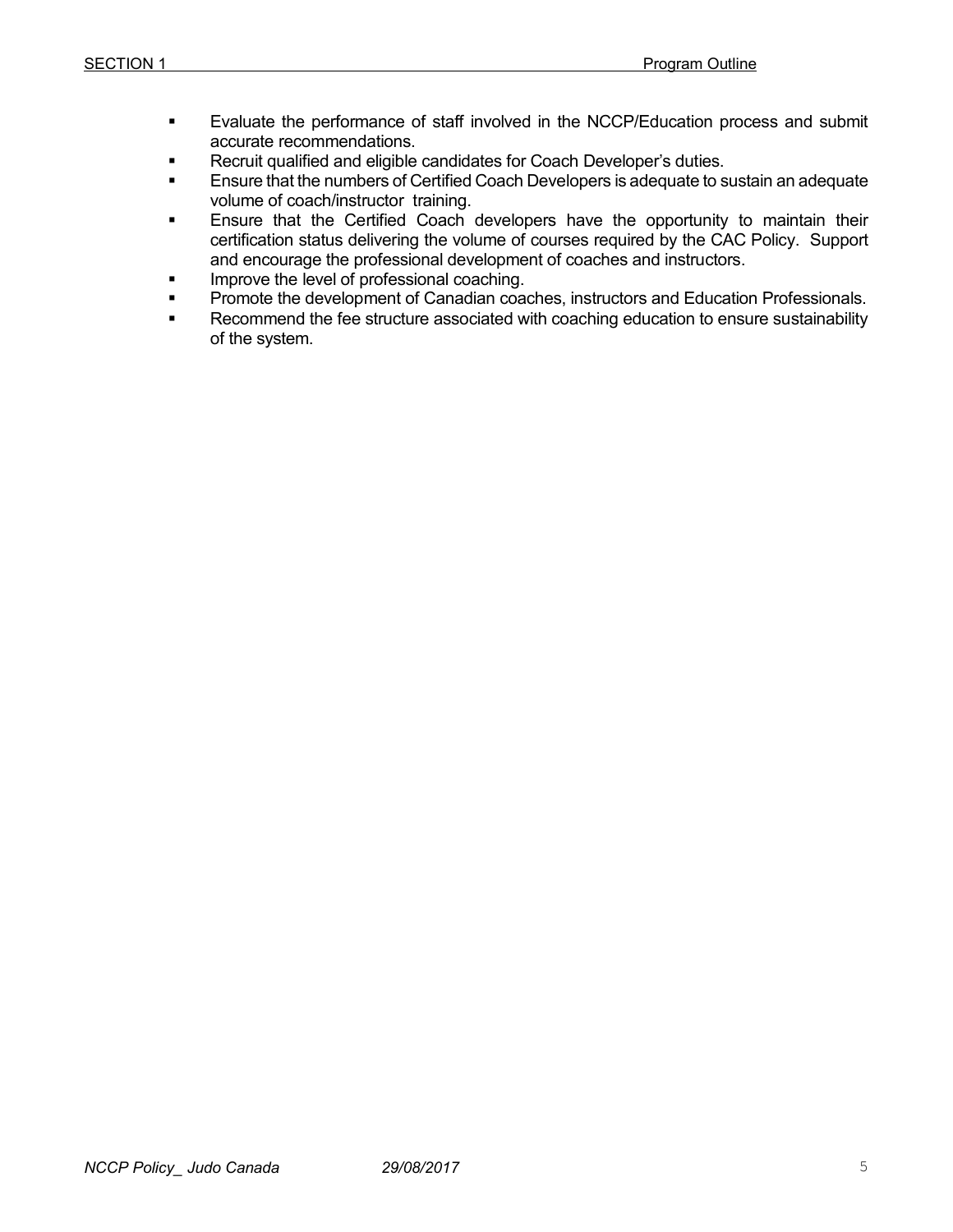- Evaluate the performance of staff involved in the NCCP/Education process and submit accurate recommendations.
- Recruit qualified and eligible candidates for Coach Developer's duties.
- Ensure that the numbers of Certified Coach Developers is adequate to sustain an adequate volume of coach/instructor training.
- Ensure that the Certified Coach developers have the opportunity to maintain their certification status delivering the volume of courses required by the CAC Policy. Support and encourage the professional development of coaches and instructors.
- Improve the level of professional coaching.
- Promote the development of Canadian coaches, instructors and Education Professionals.
- Recommend the fee structure associated with coaching education to ensure sustainability of the system.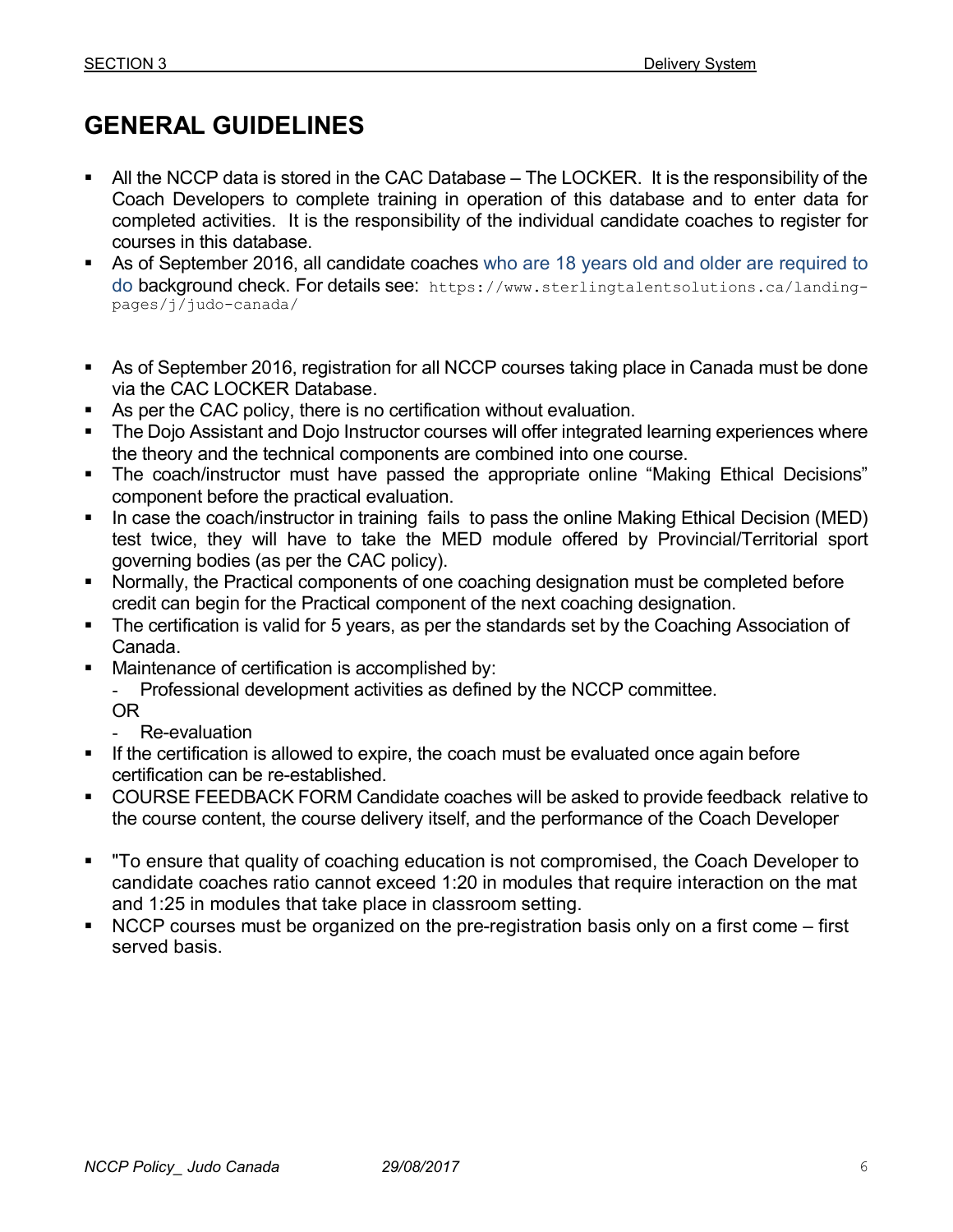# GENERAL GUIDELINES

- All the NCCP data is stored in the CAC Database – The LOCKER. It is the responsibility of the Coach Developers to complete training in operation of this database and to enter data for completed activities. It is the responsibility of the individual candidate coaches to register for courses in this database.
- As of September 2016, all candidate coaches who are 18 years old and older are required to do background check. For details see: https://www.sterlingtalentsolutions.ca/landing-pages/j/judo-canada/
- As of September 2016, registration for all NCCP courses taking place in Canada must be done via the CAC LOCKER Database.
- As per the CAC policy, there is no certification without evaluation.
- The Dojo Assistant and Dojo Instructor courses will offer integrated learning experiences where the theory and the technical components are combined into one course.
- The coach/instructor must have passed the appropriate online "Making Ethical Decisions" component before the practical evaluation.
- In case the coach/instructor in training fails to pass the online Making Ethical Decision (MED) test twice, they will have to take the MED module offered by Provincial/Territorial sport governing bodies (as per the CAC policy).
- Normally, the Practical components of one coaching designation must be completed before credit can begin for the Practical component of the next coaching designation.
- The certification is valid for 5 years, as per the standards set by the Coaching Association of Canada.
- Maintenance of certification is accomplished by:
  - Professional development activities as defined by the NCCP committee.

  OR
  - Re-evaluation
- If the certification is allowed to expire, the coach must be evaluated once again before certification can be re-established.
- COURSE FEEDBACK FORM Candidate coaches will be asked to provide feedback relative to the course content, the course delivery itself, and the performance of the Coach Developer
- "To ensure that quality of coaching education is not compromised, the Coach Developer to candidate coaches ratio cannot exceed 1:20 in modules that require interaction on the mat and 1:25 in modules that take place in classroom setting.
- NCCP courses must be organized on the pre-registration basis only on a first come – first served basis.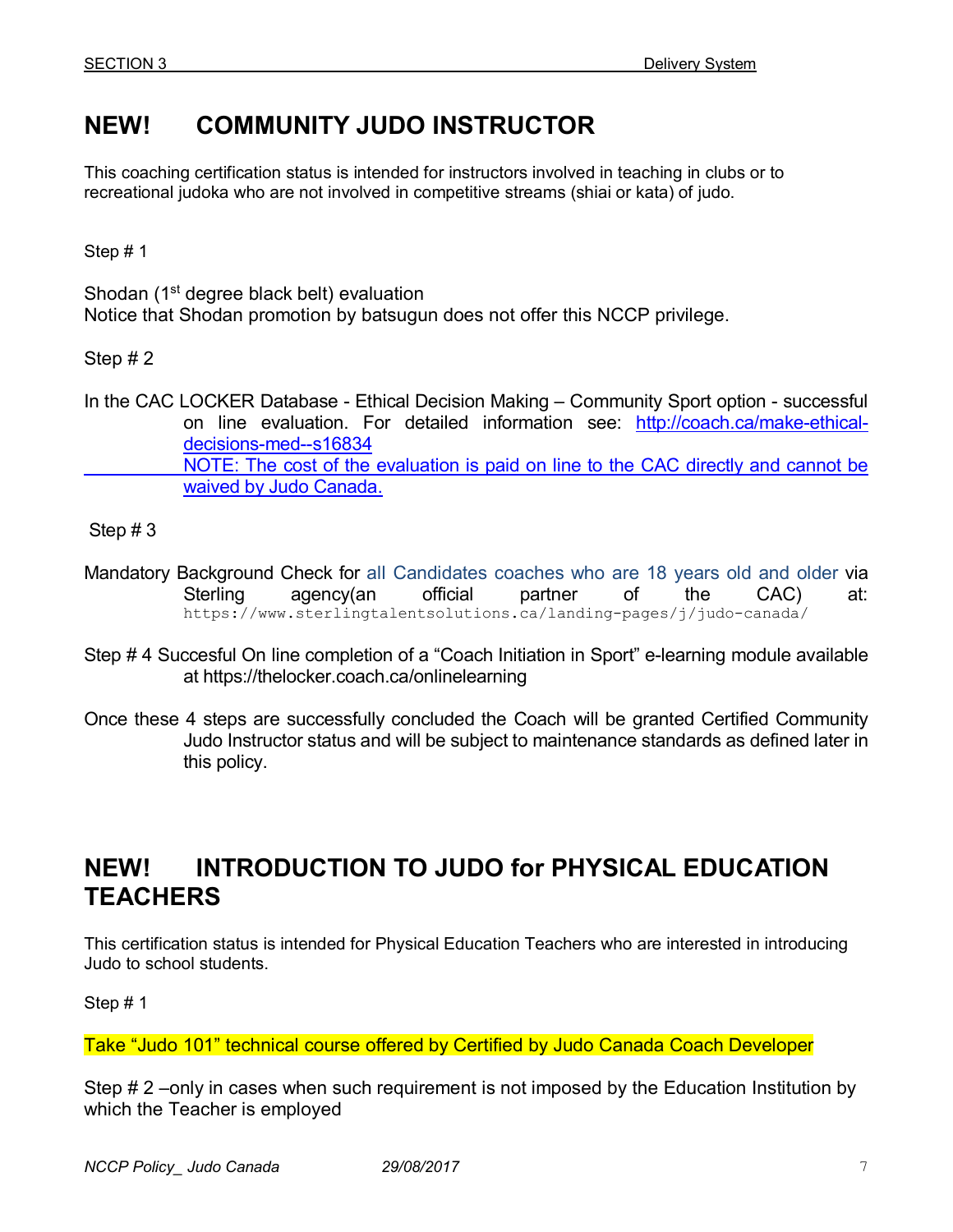## NEW! COMMUNITY JUDO INSTRUCTOR

This coaching certification status is intended for instructors involved in teaching in clubs or to recreational judoka who are not involved in competitive streams (shiai or kata) of judo.

Step # 1

Shodan (1st degree black belt) evaluation
Notice that Shodan promotion by batsugun does not offer this NCCP privilege.

Step # 2

In the CAC LOCKER Database - Ethical Decision Making – Community Sport option - successful on line evaluation. For detailed information see: http://coach.ca/make-ethical-decisions-med--s16834
NOTE: The cost of the evaluation is paid on line to the CAC directly and cannot be waived by Judo Canada.

Step # 3

Mandatory Background Check for all Candidates coaches who are 18 years old and older via Sterling agency(an official partner of the CAC) at: https://www.sterlingtalentsolutions.ca/landing-pages/j/judo-canada/

Step # 4 Succesful On line completion of a "Coach Initiation in Sport" e-learning module available at https://thelocker.coach.ca/onlinelearning

Once these 4 steps are successfully concluded the Coach will be granted Certified Community Judo Instructor status and will be subject to maintenance standards as defined later in this policy.

## NEW! INTRODUCTION TO JUDO for PHYSICAL EDUCATION TEACHERS

This certification status is intended for Physical Education Teachers who are interested in introducing Judo to school students.

Step # 1

Take "Judo 101" technical course offered by Certified by Judo Canada Coach Developer

Step # 2 –only in cases when such requirement is not imposed by the Education Institution by which the Teacher is employed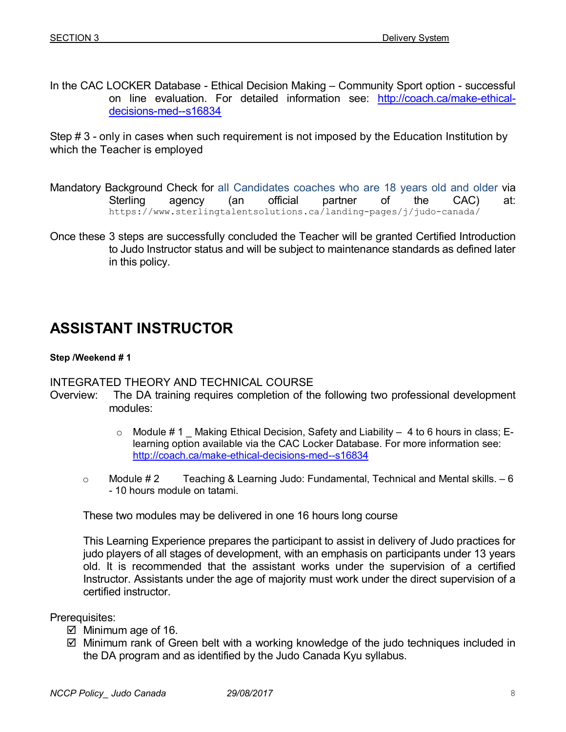In the CAC LOCKER Database - Ethical Decision Making – Community Sport option - successful on line evaluation. For detailed information see: http://coach.ca/make-ethical-decisions-med--s16834

Step # 3 - only in cases when such requirement is not imposed by the Education Institution by which the Teacher is employed

Mandatory Background Check for all Candidates coaches who are 18 years old and older via Sterling agency (an official partner of the CAC) at: https://www.sterlingtalentsolutions.ca/landing-pages/j/judo-canada/

Once these 3 steps are successfully concluded the Teacher will be granted Certified Introduction to Judo Instructor status and will be subject to maintenance standards as defined later in this policy.

# ASSISTANT INSTRUCTOR

**Step /Weekend # 1**

INTEGRATED THEORY AND TECHNICAL COURSE

Overview: The DA training requires completion of the following two professional development modules:

- Module # 1 _ Making Ethical Decision, Safety and Liability – 4 to 6 hours in class; E-learning option available via the CAC Locker Database. For more information see: http://coach.ca/make-ethical-decisions-med--s16834
- Module # 2 Teaching & Learning Judo: Fundamental, Technical and Mental skills. – 6 - 10 hours module on tatami.

These two modules may be delivered in one 16 hours long course

This Learning Experience prepares the participant to assist in delivery of Judo practices for judo players of all stages of development, with an emphasis on participants under 13 years old. It is recommended that the assistant works under the supervision of a certified Instructor. Assistants under the age of majority must work under the direct supervision of a certified instructor.

Prerequisites:

- ☑ Minimum age of 16.
- ☑ Minimum rank of Green belt with a working knowledge of the judo techniques included in the DA program and as identified by the Judo Canada Kyu syllabus.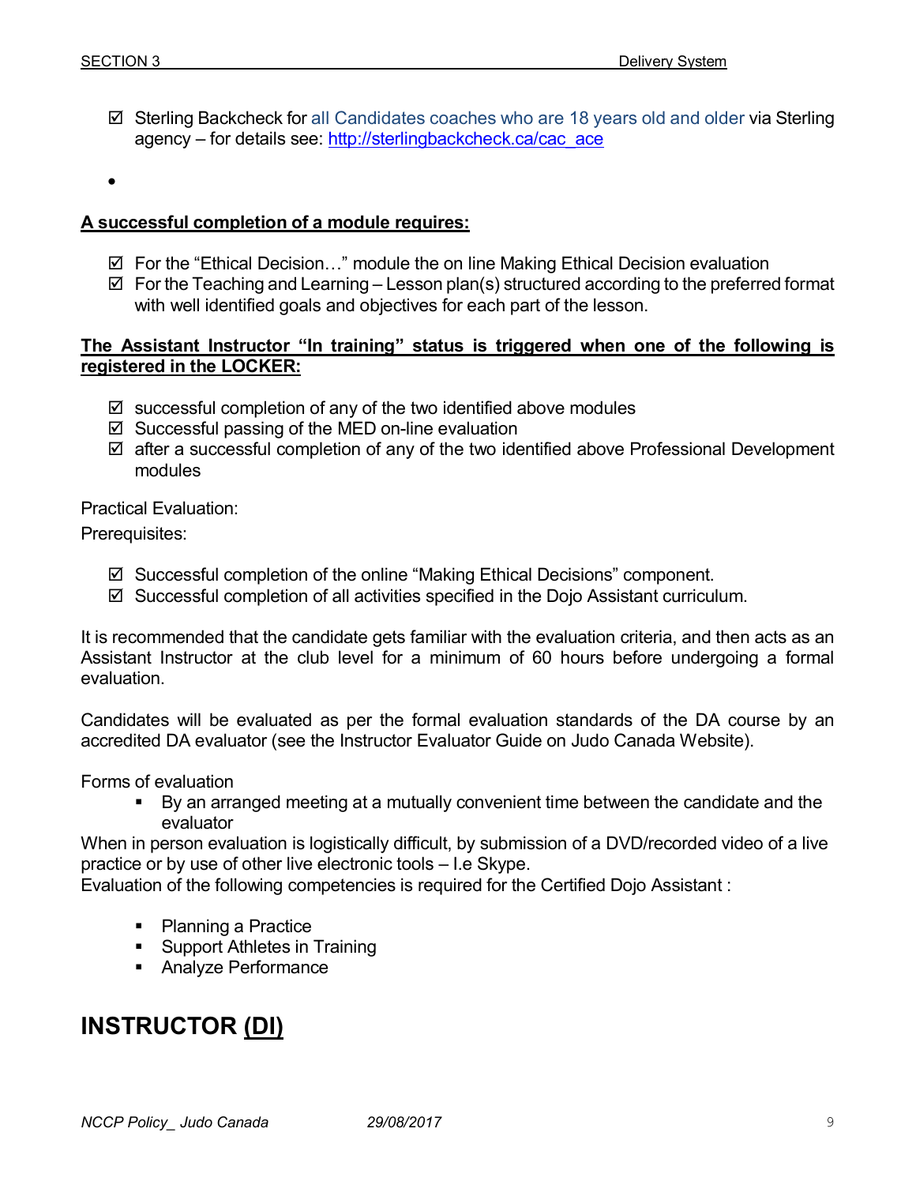- ☑ Sterling Backcheck for all Candidates coaches who are 18 years old and older via Sterling agency – for details see: http://sterlingbackcheck.ca/cac_ace

- 

**A successful completion of a module requires:**

- ☑ For the "Ethical Decision…" module the on line Making Ethical Decision evaluation
- ☑ For the Teaching and Learning – Lesson plan(s) structured according to the preferred format with well identified goals and objectives for each part of the lesson.

**The Assistant Instructor "In training" status is triggered when one of the following is registered in the LOCKER:**

- ☑ successful completion of any of the two identified above modules
- ☑ Successful passing of the MED on-line evaluation
- ☑ after a successful completion of any of the two identified above Professional Development modules

Practical Evaluation:

Prerequisites:

- ☑ Successful completion of the online "Making Ethical Decisions" component.
- ☑ Successful completion of all activities specified in the Dojo Assistant curriculum.

It is recommended that the candidate gets familiar with the evaluation criteria, and then acts as an Assistant Instructor at the club level for a minimum of 60 hours before undergoing a formal evaluation.

Candidates will be evaluated as per the formal evaluation standards of the DA course by an accredited DA evaluator (see the Instructor Evaluator Guide on Judo Canada Website).

Forms of evaluation

- By an arranged meeting at a mutually convenient time between the candidate and the evaluator

When in person evaluation is logistically difficult, by submission of a DVD/recorded video of a live practice or by use of other live electronic tools – I.e Skype.

Evaluation of the following competencies is required for the Certified Dojo Assistant :

- Planning a Practice
- Support Athletes in Training
- Analyze Performance

# INSTRUCTOR (DI)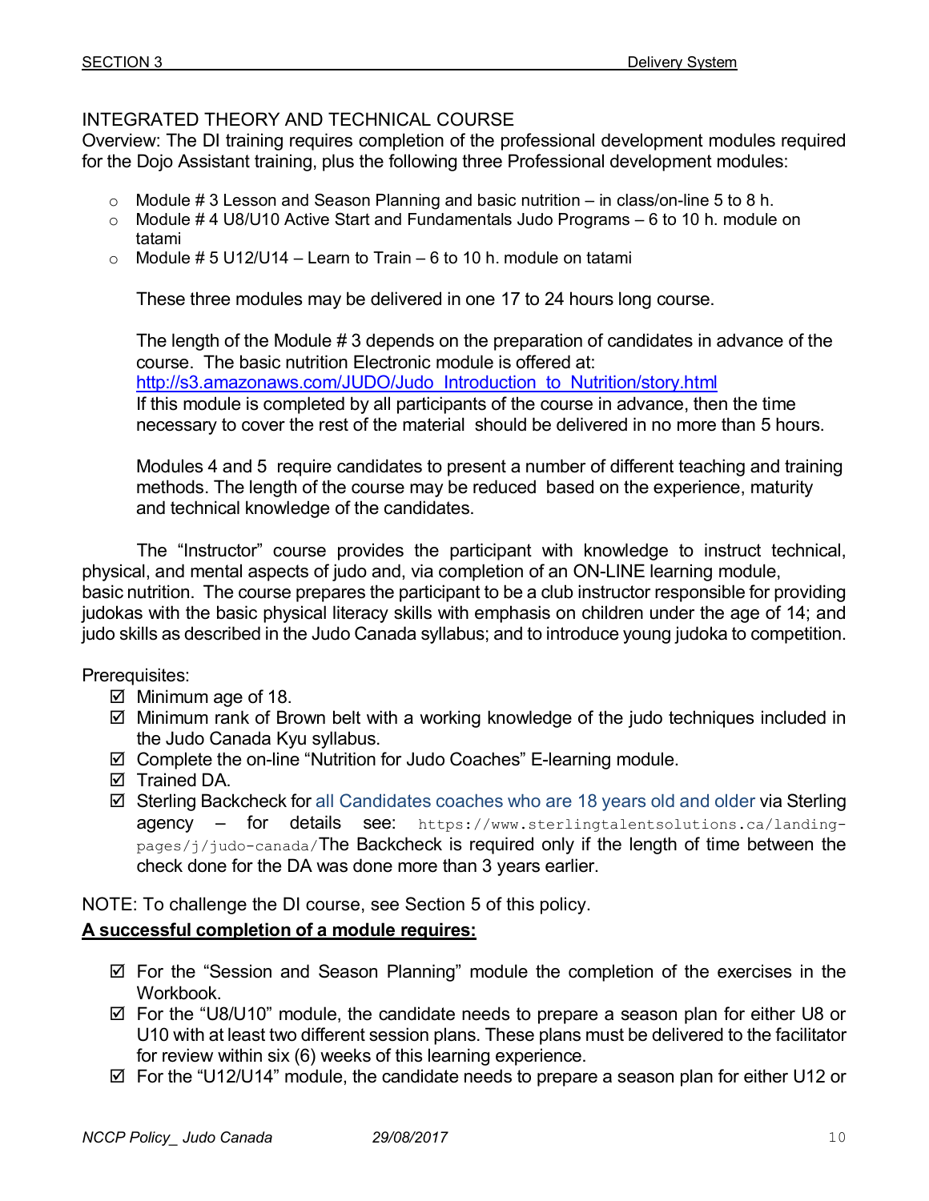INTEGRATED THEORY AND TECHNICAL COURSE

Overview: The DI training requires completion of the professional development modules required for the Dojo Assistant training, plus the following three Professional development modules:

- Module # 3 Lesson and Season Planning and basic nutrition – in class/on-line 5 to 8 h.
- Module # 4 U8/U10 Active Start and Fundamentals Judo Programs – 6 to 10 h. module on tatami
- Module # 5 U12/U14 – Learn to Train – 6 to 10 h. module on tatami

These three modules may be delivered in one 17 to 24 hours long course.

The length of the Module # 3 depends on the preparation of candidates in advance of the course. The basic nutrition Electronic module is offered at: http://s3.amazonaws.com/JUDO/Judo_Introduction_to_Nutrition/story.html
If this module is completed by all participants of the course in advance, then the time necessary to cover the rest of the material should be delivered in no more than 5 hours.

Modules 4 and 5 require candidates to present a number of different teaching and training methods. The length of the course may be reduced based on the experience, maturity and technical knowledge of the candidates.

The "Instructor" course provides the participant with knowledge to instruct technical, physical, and mental aspects of judo and, via completion of an ON-LINE learning module, basic nutrition. The course prepares the participant to be a club instructor responsible for providing judokas with the basic physical literacy skills with emphasis on children under the age of 14; and judo skills as described in the Judo Canada syllabus; and to introduce young judoka to competition.

Prerequisites:

- ☑ Minimum age of 18.
- ☑ Minimum rank of Brown belt with a working knowledge of the judo techniques included in the Judo Canada Kyu syllabus.
- ☑ Complete the on-line "Nutrition for Judo Coaches" E-learning module.
- ☑ Trained DA.
- ☑ Sterling Backcheck for all Candidates coaches who are 18 years old and older via Sterling agency – for details see: https://www.sterlingtalentsolutions.ca/landing-pages/j/judo-canada/The Backcheck is required only if the length of time between the check done for the DA was done more than 3 years earlier.

NOTE: To challenge the DI course, see Section 5 of this policy.

**A successful completion of a module requires:**

- ☑ For the "Session and Season Planning" module the completion of the exercises in the Workbook.
- ☑ For the "U8/U10" module, the candidate needs to prepare a season plan for either U8 or U10 with at least two different session plans. These plans must be delivered to the facilitator for review within six (6) weeks of this learning experience.
- ☑ For the "U12/U14" module, the candidate needs to prepare a season plan for either U12 or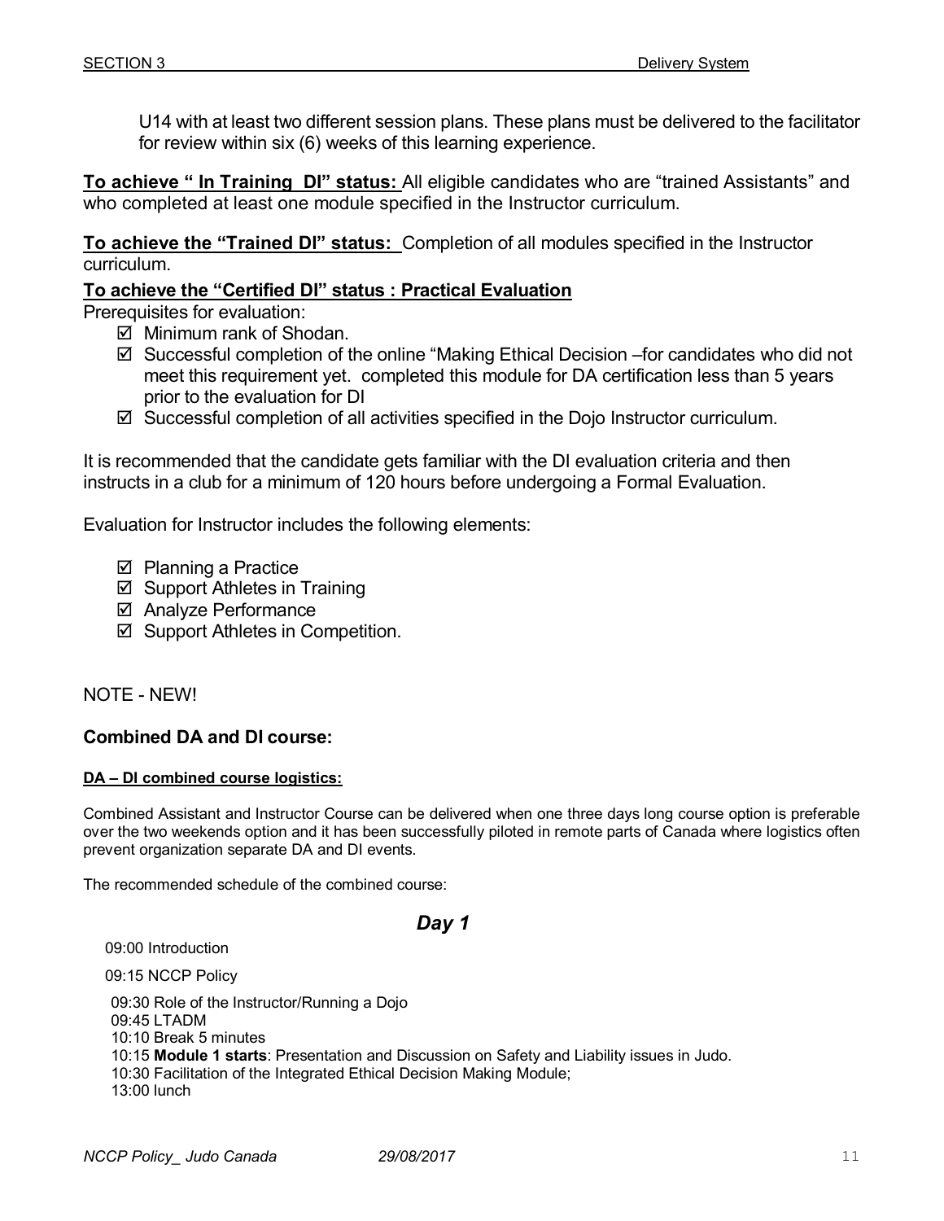U14 with at least two different session plans. These plans must be delivered to the facilitator for review within six (6) weeks of this learning experience.

**To achieve " In Training DI" status:** All eligible candidates who are "trained Assistants" and who completed at least one module specified in the Instructor curriculum.

**To achieve the "Trained DI" status:** Completion of all modules specified in the Instructor curriculum.

**To achieve the "Certified DI" status : Practical Evaluation**

Prerequisites for evaluation:

- ☑ Minimum rank of Shodan.
- ☑ Successful completion of the online "Making Ethical Decision –for candidates who did not meet this requirement yet. completed this module for DA certification less than 5 years prior to the evaluation for DI
- ☑ Successful completion of all activities specified in the Dojo Instructor curriculum.

It is recommended that the candidate gets familiar with the DI evaluation criteria and then instructs in a club for a minimum of 120 hours before undergoing a Formal Evaluation.

Evaluation for Instructor includes the following elements:

- ☑ Planning a Practice
- ☑ Support Athletes in Training
- ☑ Analyze Performance
- ☑ Support Athletes in Competition.

NOTE - NEW!

**Combined DA and DI course:**

**DA – DI combined course logistics:**

Combined Assistant and Instructor Course can be delivered when one three days long course option is preferable over the two weekends option and it has been successfully piloted in remote parts of Canada where logistics often prevent organization separate DA and DI events.

The recommended schedule of the combined course:

***Day 1***

09:00 Introduction

09:15 NCCP Policy

09:30 Role of the Instructor/Running a Dojo
09:45 LTADM
10:10 Break 5 minutes
10:15 **Module 1 starts**: Presentation and Discussion on Safety and Liability issues in Judo.
10:30 Facilitation of the Integrated Ethical Decision Making Module;
13:00 lunch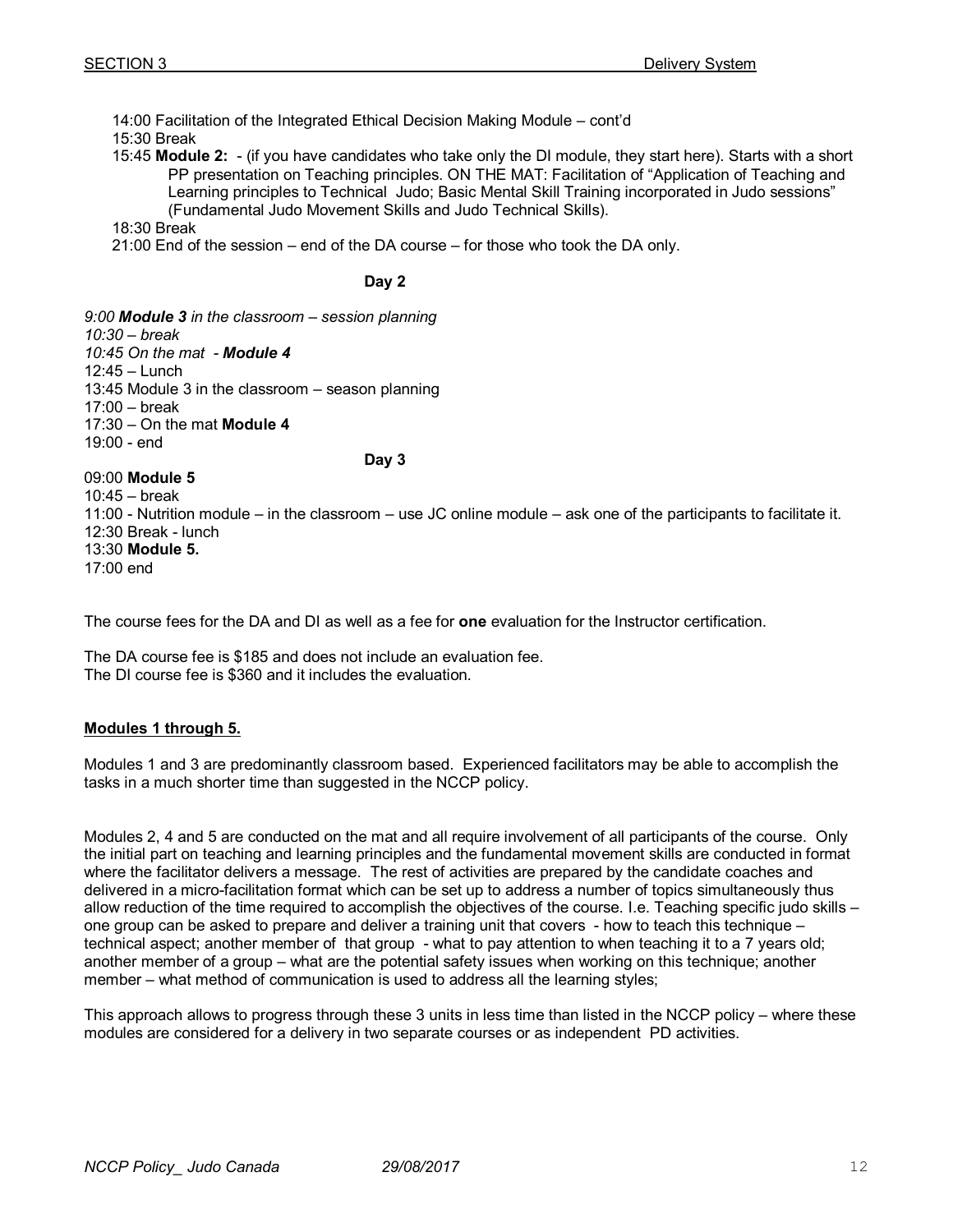14:00 Facilitation of the Integrated Ethical Decision Making Module – cont'd
15:30 Break
15:45 **Module 2:** - (if you have candidates who take only the DI module, they start here). Starts with a short PP presentation on Teaching principles. ON THE MAT: Facilitation of "Application of Teaching and Learning principles to Technical Judo; Basic Mental Skill Training incorporated in Judo sessions" (Fundamental Judo Movement Skills and Judo Technical Skills).
18:30 Break
21:00 End of the session – end of the DA course – for those who took the DA only.

**Day 2**

*9:00 **Module 3** in the classroom – session planning*
*10:30 – break*
*10:45 On the mat - **Module 4***
12:45 – Lunch
13:45 Module 3 in the classroom – season planning
17:00 – break
17:30 – On the mat **Module 4**
19:00 - end

**Day 3**

09:00 **Module 5**
10:45 – break
11:00 - Nutrition module – in the classroom – use JC online module – ask one of the participants to facilitate it.
12:30 Break - lunch
13:30 **Module 5.**
17:00 end

The course fees for the DA and DI as well as a fee for **one** evaluation for the Instructor certification.

The DA course fee is $185 and does not include an evaluation fee.
The DI course fee is $360 and it includes the evaluation.

**Modules 1 through 5.**

Modules 1 and 3 are predominantly classroom based. Experienced facilitators may be able to accomplish the tasks in a much shorter time than suggested in the NCCP policy.

Modules 2, 4 and 5 are conducted on the mat and all require involvement of all participants of the course. Only the initial part on teaching and learning principles and the fundamental movement skills are conducted in format where the facilitator delivers a message. The rest of activities are prepared by the candidate coaches and delivered in a micro-facilitation format which can be set up to address a number of topics simultaneously thus allow reduction of the time required to accomplish the objectives of the course. I.e. Teaching specific judo skills – one group can be asked to prepare and deliver a training unit that covers - how to teach this technique – technical aspect; another member of that group - what to pay attention to when teaching it to a 7 years old; another member of a group – what are the potential safety issues when working on this technique; another member – what method of communication is used to address all the learning styles;

This approach allows to progress through these 3 units in less time than listed in the NCCP policy – where these modules are considered for a delivery in two separate courses or as independent PD activities.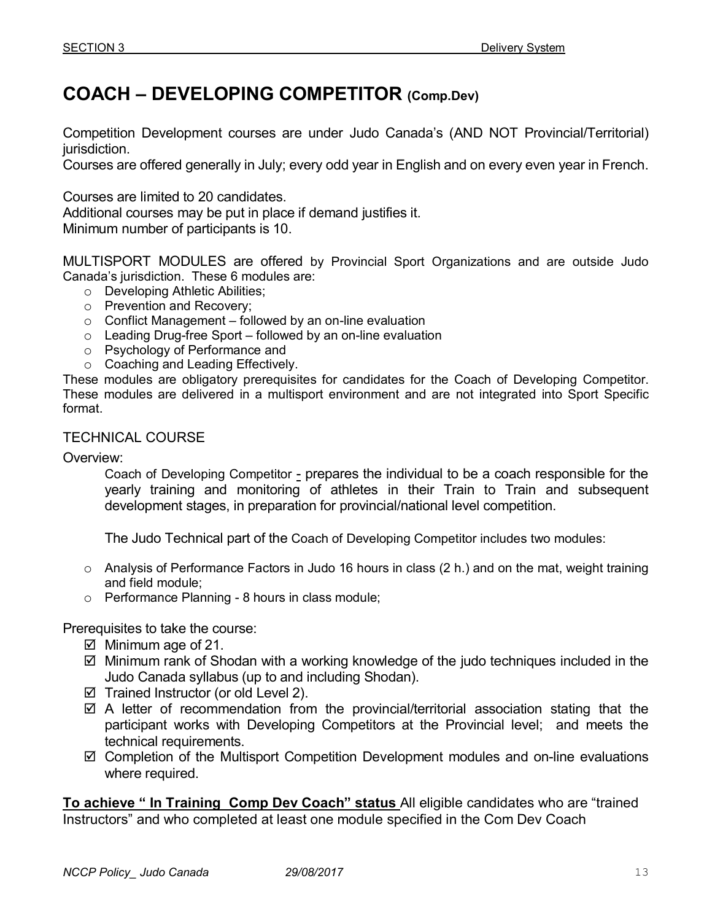# COACH – DEVELOPING COMPETITOR (Comp.Dev)

Competition Development courses are under Judo Canada's (AND NOT Provincial/Territorial) jurisdiction.
Courses are offered generally in July; every odd year in English and on every even year in French.

Courses are limited to 20 candidates.
Additional courses may be put in place if demand justifies it.
Minimum number of participants is 10.

MULTISPORT MODULES are offered by Provincial Sport Organizations and are outside Judo Canada's jurisdiction. These 6 modules are:

- Developing Athletic Abilities;
- Prevention and Recovery;
- Conflict Management – followed by an on-line evaluation
- Leading Drug-free Sport – followed by an on-line evaluation
- Psychology of Performance and
- Coaching and Leading Effectively.

These modules are obligatory prerequisites for candidates for the Coach of Developing Competitor. These modules are delivered in a multisport environment and are not integrated into Sport Specific format.

## TECHNICAL COURSE

Overview:

Coach of Developing Competitor - prepares the individual to be a coach responsible for the yearly training and monitoring of athletes in their Train to Train and subsequent development stages, in preparation for provincial/national level competition.

The Judo Technical part of the Coach of Developing Competitor includes two modules:

- Analysis of Performance Factors in Judo 16 hours in class (2 h.) and on the mat, weight training and field module;
- Performance Planning - 8 hours in class module;

Prerequisites to take the course:

- ☑ Minimum age of 21.
- ☑ Minimum rank of Shodan with a working knowledge of the judo techniques included in the Judo Canada syllabus (up to and including Shodan).
- ☑ Trained Instructor (or old Level 2).
- ☑ A letter of recommendation from the provincial/territorial association stating that the participant works with Developing Competitors at the Provincial level; and meets the technical requirements.
- ☑ Completion of the Multisport Competition Development modules and on-line evaluations where required.

**To achieve " In Training Comp Dev Coach" status** All eligible candidates who are "trained Instructors" and who completed at least one module specified in the Com Dev Coach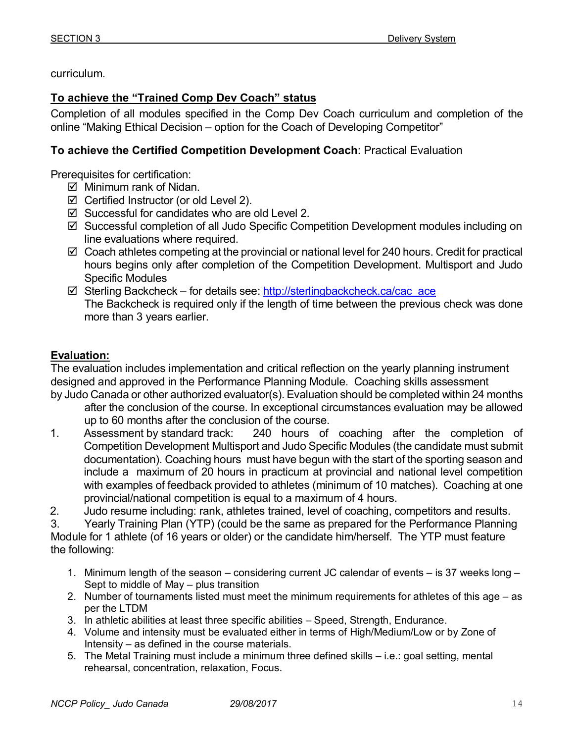curriculum.

**To achieve the "Trained Comp Dev Coach" status**

Completion of all modules specified in the Comp Dev Coach curriculum and completion of the online "Making Ethical Decision – option for the Coach of Developing Competitor"

**To achieve the Certified Competition Development Coach**: Practical Evaluation

Prerequisites for certification:

- ☑ Minimum rank of Nidan.
- ☑ Certified Instructor (or old Level 2).
- ☑ Successful for candidates who are old Level 2.
- ☑ Successful completion of all Judo Specific Competition Development modules including on line evaluations where required.
- ☑ Coach athletes competing at the provincial or national level for 240 hours. Credit for practical hours begins only after completion of the Competition Development. Multisport and Judo Specific Modules
- ☑ Sterling Backcheck – for details see: http://sterlingbackcheck.ca/cac_ace
  The Backcheck is required only if the length of time between the previous check was done more than 3 years earlier.

**Evaluation:**

The evaluation includes implementation and critical reflection on the yearly planning instrument designed and approved in the Performance Planning Module. Coaching skills assessment by Judo Canada or other authorized evaluator(s). Evaluation should be completed within 24 months after the conclusion of the course. In exceptional circumstances evaluation may be allowed up to 60 months after the conclusion of the course.

1. Assessment by standard track: 240 hours of coaching after the completion of Competition Development Multisport and Judo Specific Modules (the candidate must submit documentation). Coaching hours must have begun with the start of the sporting season and include a maximum of 20 hours in practicum at provincial and national level competition with examples of feedback provided to athletes (minimum of 10 matches). Coaching at one provincial/national competition is equal to a maximum of 4 hours.
2. Judo resume including: rank, athletes trained, level of coaching, competitors and results.
3. Yearly Training Plan (YTP) (could be the same as prepared for the Performance Planning Module for 1 athlete (of 16 years or older) or the candidate him/herself. The YTP must feature the following:

   1. Minimum length of the season – considering current JC calendar of events – is 37 weeks long – Sept to middle of May – plus transition
   2. Number of tournaments listed must meet the minimum requirements for athletes of this age – as per the LTDM
   3. In athletic abilities at least three specific abilities – Speed, Strength, Endurance.
   4. Volume and intensity must be evaluated either in terms of High/Medium/Low or by Zone of Intensity – as defined in the course materials.
   5. The Metal Training must include a minimum three defined skills – i.e.: goal setting, mental rehearsal, concentration, relaxation, Focus.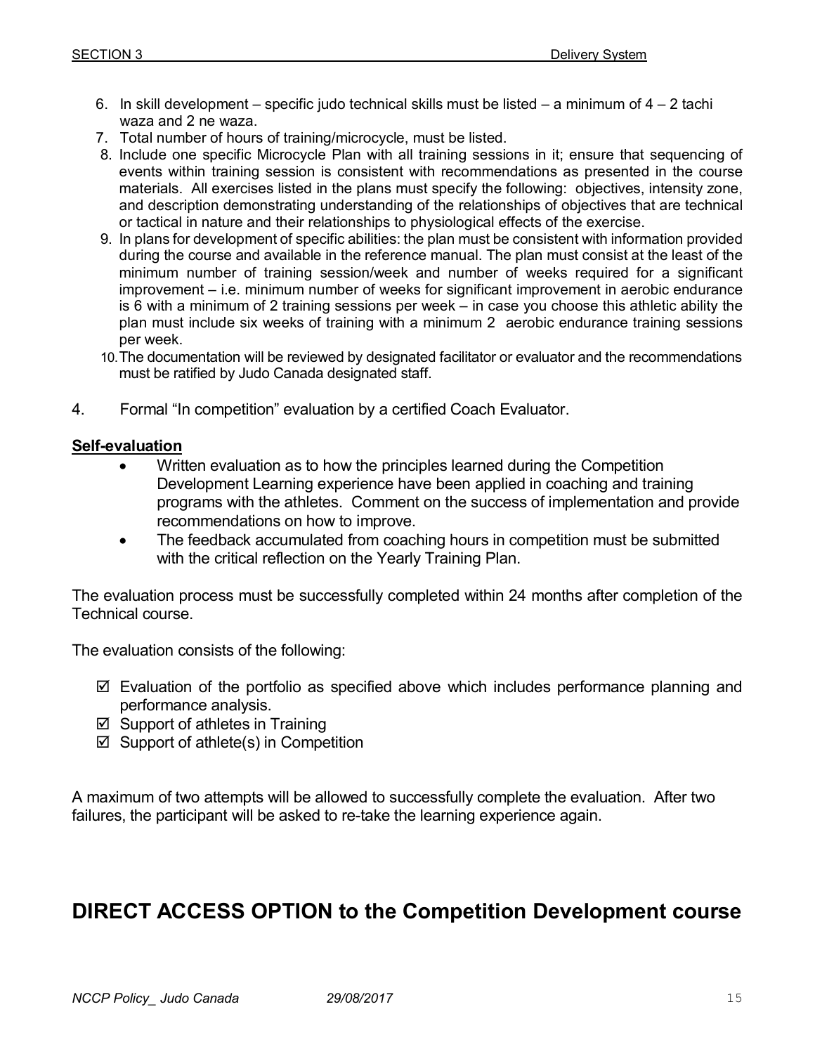6. In skill development – specific judo technical skills must be listed – a minimum of 4 – 2 tachi waza and 2 ne waza.
7. Total number of hours of training/microcycle, must be listed.
8. Include one specific Microcycle Plan with all training sessions in it; ensure that sequencing of events within training session is consistent with recommendations as presented in the course materials. All exercises listed in the plans must specify the following: objectives, intensity zone, and description demonstrating understanding of the relationships of objectives that are technical or tactical in nature and their relationships to physiological effects of the exercise.
9. In plans for development of specific abilities: the plan must be consistent with information provided during the course and available in the reference manual. The plan must consist at the least of the minimum number of training session/week and number of weeks required for a significant improvement – i.e. minimum number of weeks for significant improvement in aerobic endurance is 6 with a minimum of 2 training sessions per week – in case you choose this athletic ability the plan must include six weeks of training with a minimum 2 aerobic endurance training sessions per week.
10. The documentation will be reviewed by designated facilitator or evaluator and the recommendations must be ratified by Judo Canada designated staff.

4. Formal "In competition" evaluation by a certified Coach Evaluator.

**Self-evaluation**

- Written evaluation as to how the principles learned during the Competition Development Learning experience have been applied in coaching and training programs with the athletes. Comment on the success of implementation and provide recommendations on how to improve.
- The feedback accumulated from coaching hours in competition must be submitted with the critical reflection on the Yearly Training Plan.

The evaluation process must be successfully completed within 24 months after completion of the Technical course.

The evaluation consists of the following:

- ☑ Evaluation of the portfolio as specified above which includes performance planning and performance analysis.
- ☑ Support of athletes in Training
- ☑ Support of athlete(s) in Competition

A maximum of two attempts will be allowed to successfully complete the evaluation. After two failures, the participant will be asked to re-take the learning experience again.

## DIRECT ACCESS OPTION to the Competition Development course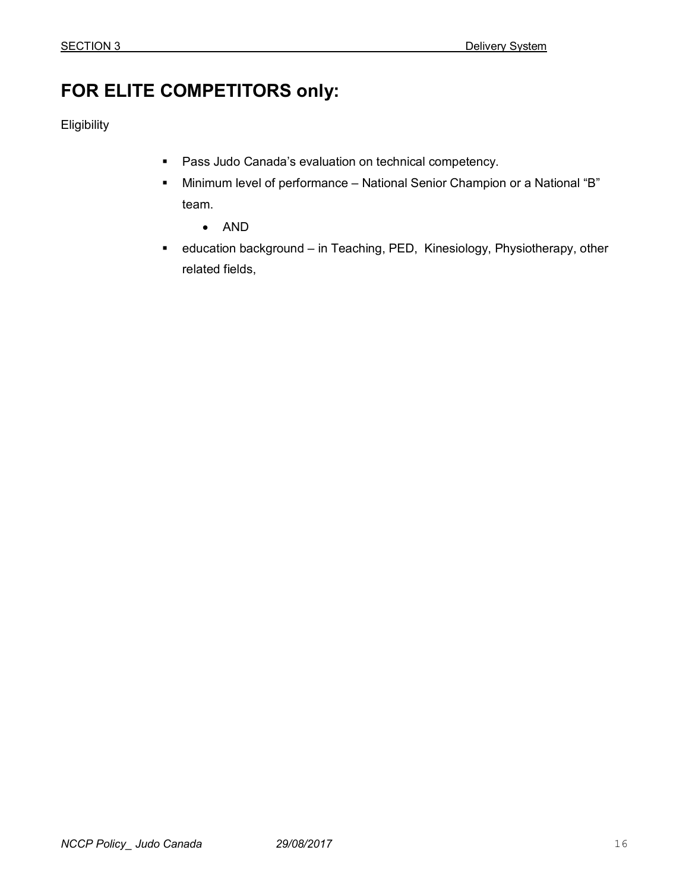# FOR ELITE COMPETITORS only:

Eligibility

- Pass Judo Canada's evaluation on technical competency.
- Minimum level of performance – National Senior Champion or a National "B" team.
  - AND
- education background – in Teaching, PED, Kinesiology, Physiotherapy, other related fields,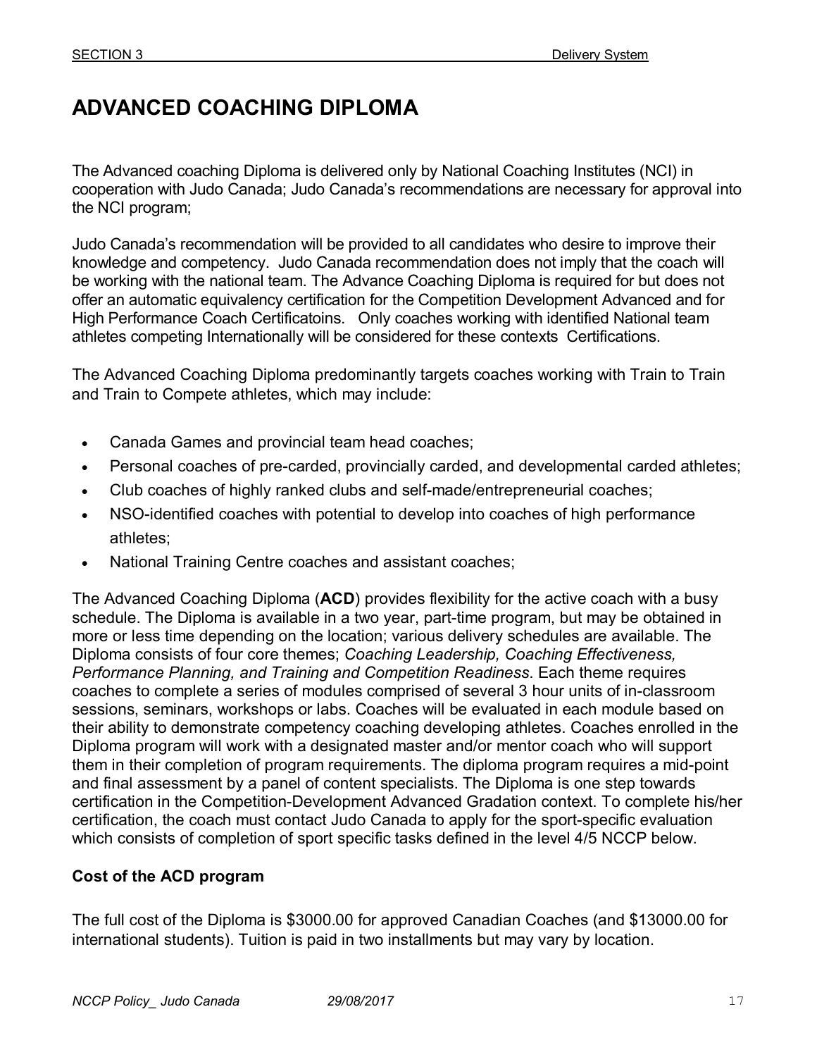# ADVANCED COACHING DIPLOMA

The Advanced coaching Diploma is delivered only by National Coaching Institutes (NCI) in cooperation with Judo Canada; Judo Canada's recommendations are necessary for approval into the NCI program;

Judo Canada's recommendation will be provided to all candidates who desire to improve their knowledge and competency. Judo Canada recommendation does not imply that the coach will be working with the national team. The Advance Coaching Diploma is required for but does not offer an automatic equivalency certification for the Competition Development Advanced and for High Performance Coach Certificatoins. Only coaches working with identified National team athletes competing Internationally will be considered for these contexts Certifications.

The Advanced Coaching Diploma predominantly targets coaches working with Train to Train and Train to Compete athletes, which may include:

- Canada Games and provincial team head coaches;
- Personal coaches of pre-carded, provincially carded, and developmental carded athletes;
- Club coaches of highly ranked clubs and self-made/entrepreneurial coaches;
- NSO-identified coaches with potential to develop into coaches of high performance athletes;
- National Training Centre coaches and assistant coaches;

The Advanced Coaching Diploma (**ACD**) provides flexibility for the active coach with a busy schedule. The Diploma is available in a two year, part-time program, but may be obtained in more or less time depending on the location; various delivery schedules are available. The Diploma consists of four core themes; *Coaching Leadership, Coaching Effectiveness, Performance Planning, and Training and Competition Readiness*. Each theme requires coaches to complete a series of modules comprised of several 3 hour units of in-classroom sessions, seminars, workshops or labs. Coaches will be evaluated in each module based on their ability to demonstrate competency coaching developing athletes. Coaches enrolled in the Diploma program will work with a designated master and/or mentor coach who will support them in their completion of program requirements. The diploma program requires a mid-point and final assessment by a panel of content specialists. The Diploma is one step towards certification in the Competition-Development Advanced Gradation context. To complete his/her certification, the coach must contact Judo Canada to apply for the sport-specific evaluation which consists of completion of sport specific tasks defined in the level 4/5 NCCP below.

**Cost of the ACD program**

The full cost of the Diploma is $3000.00 for approved Canadian Coaches (and $13000.00 for international students). Tuition is paid in two installments but may vary by location.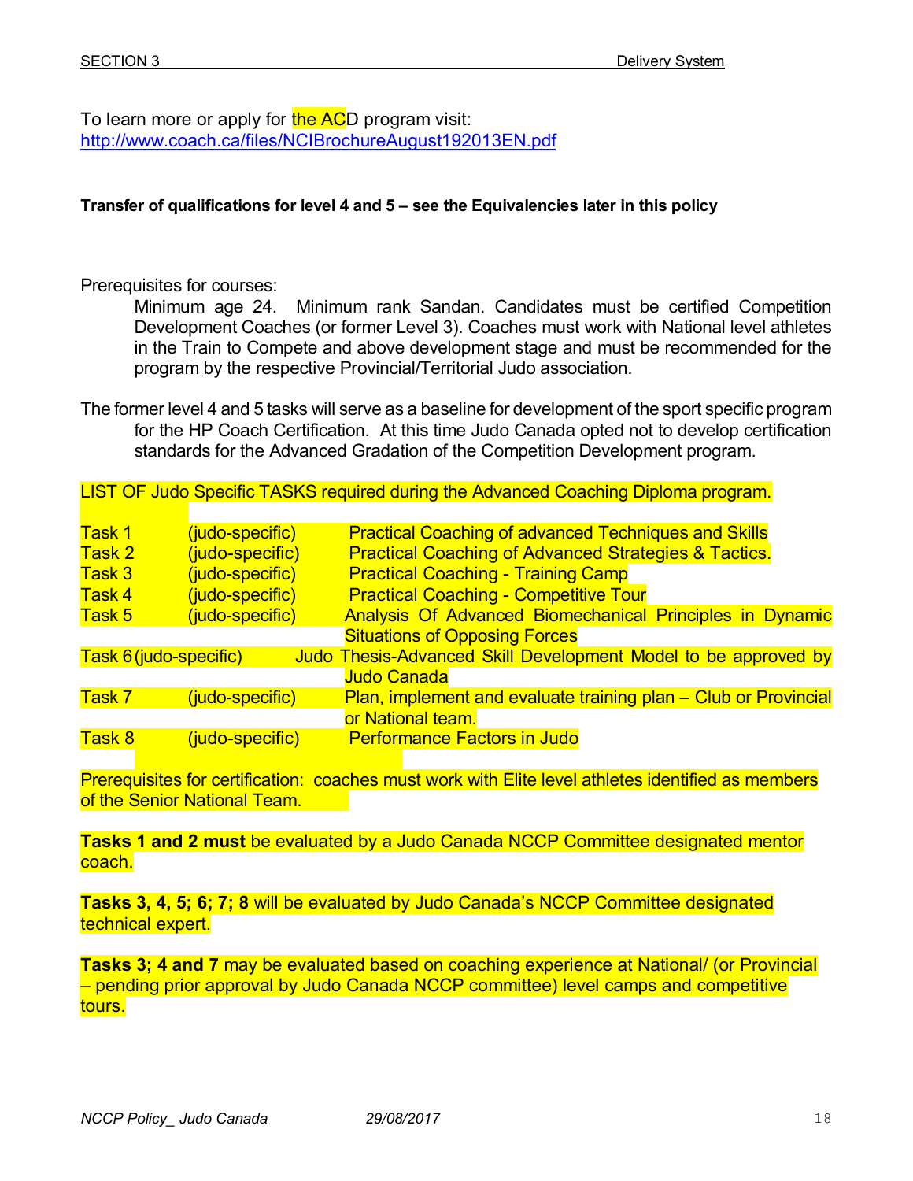To learn more or apply for the ACD program visit:
http://www.coach.ca/files/NCIBrochureAugust192013EN.pdf

**Transfer of qualifications for level 4 and 5 – see the Equivalencies later in this policy**

Prerequisites for courses:

Minimum age 24. Minimum rank Sandan. Candidates must be certified Competition Development Coaches (or former Level 3). Coaches must work with National level athletes in the Train to Compete and above development stage and must be recommended for the program by the respective Provincial/Territorial Judo association.

The former level 4 and 5 tasks will serve as a baseline for development of the sport specific program for the HP Coach Certification. At this time Judo Canada opted not to develop certification standards for the Advanced Gradation of the Competition Development program.

LIST OF Judo Specific TASKS required during the Advanced Coaching Diploma program.

| | | |
|---|---|---|
| Task 1 | (judo-specific) | Practical Coaching of advanced Techniques and Skills |
| Task 2 | (judo-specific) | Practical Coaching of Advanced Strategies & Tactics. |
| Task 3 | (judo-specific) | Practical Coaching - Training Camp |
| Task 4 | (judo-specific) | Practical Coaching - Competitive Tour |
| Task 5 | (judo-specific) | Analysis Of Advanced Biomechanical Principles in Dynamic Situations of Opposing Forces |
| Task 6 | (judo-specific) | Judo Thesis-Advanced Skill Development Model to be approved by Judo Canada |
| Task 7 | (judo-specific) | Plan, implement and evaluate training plan – Club or Provincial or National team. |
| Task 8 | (judo-specific) | Performance Factors in Judo |

Prerequisites for certification: coaches must work with Elite level athletes identified as members of the Senior National Team.

**Tasks 1 and 2 must** be evaluated by a Judo Canada NCCP Committee designated mentor coach.

**Tasks 3, 4, 5; 6; 7; 8** will be evaluated by Judo Canada's NCCP Committee designated technical expert.

**Tasks 3; 4 and 7** may be evaluated based on coaching experience at National/ (or Provincial – pending prior approval by Judo Canada NCCP committee) level camps and competitive tours.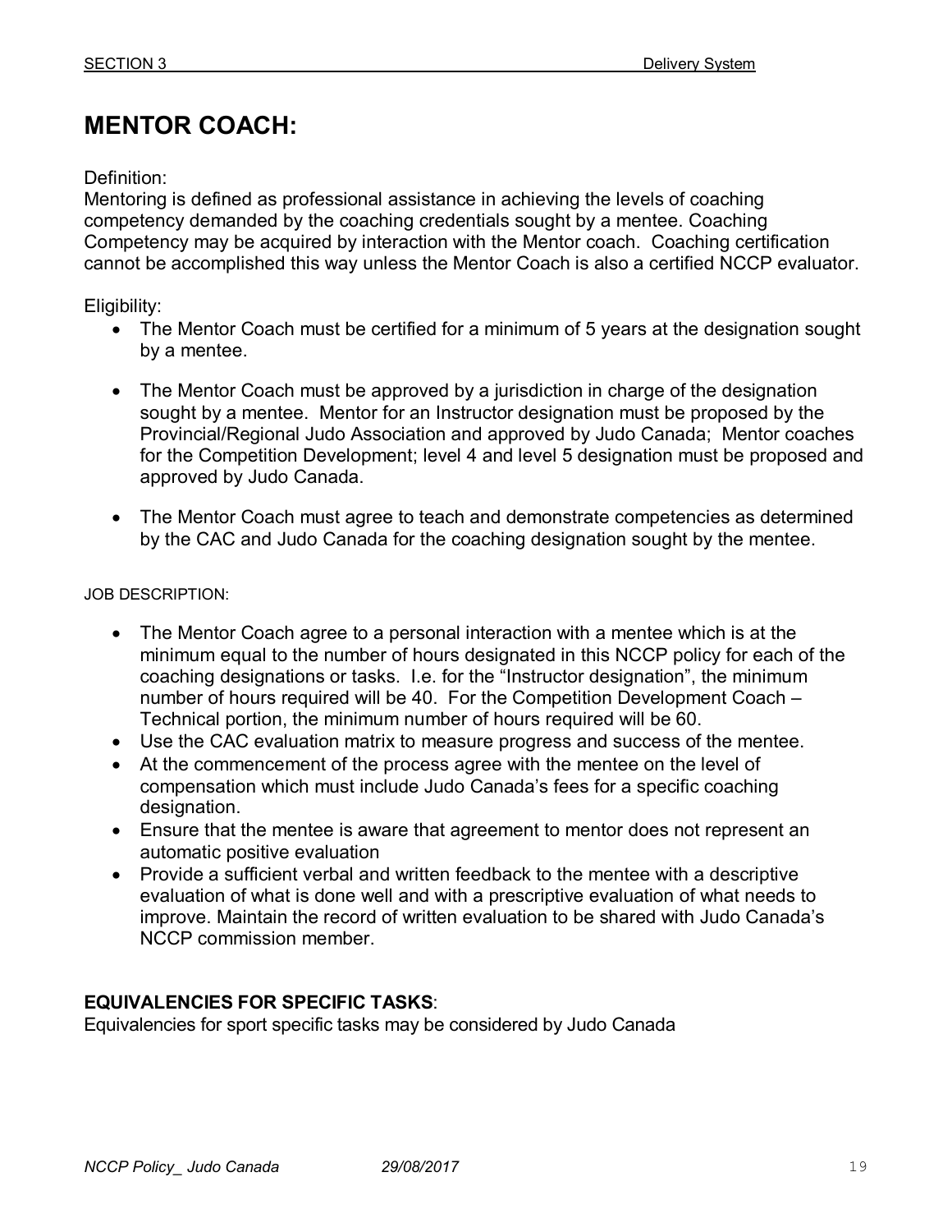# MENTOR COACH:

Definition:
Mentoring is defined as professional assistance in achieving the levels of coaching competency demanded by the coaching credentials sought by a mentee. Coaching Competency may be acquired by interaction with the Mentor coach. Coaching certification cannot be accomplished this way unless the Mentor Coach is also a certified NCCP evaluator.

Eligibility:

- The Mentor Coach must be certified for a minimum of 5 years at the designation sought by a mentee.
- The Mentor Coach must be approved by a jurisdiction in charge of the designation sought by a mentee. Mentor for an Instructor designation must be proposed by the Provincial/Regional Judo Association and approved by Judo Canada; Mentor coaches for the Competition Development; level 4 and level 5 designation must be proposed and approved by Judo Canada.
- The Mentor Coach must agree to teach and demonstrate competencies as determined by the CAC and Judo Canada for the coaching designation sought by the mentee.

JOB DESCRIPTION:

- The Mentor Coach agree to a personal interaction with a mentee which is at the minimum equal to the number of hours designated in this NCCP policy for each of the coaching designations or tasks. I.e. for the "Instructor designation", the minimum number of hours required will be 40. For the Competition Development Coach – Technical portion, the minimum number of hours required will be 60.
- Use the CAC evaluation matrix to measure progress and success of the mentee.
- At the commencement of the process agree with the mentee on the level of compensation which must include Judo Canada's fees for a specific coaching designation.
- Ensure that the mentee is aware that agreement to mentor does not represent an automatic positive evaluation
- Provide a sufficient verbal and written feedback to the mentee with a descriptive evaluation of what is done well and with a prescriptive evaluation of what needs to improve. Maintain the record of written evaluation to be shared with Judo Canada's NCCP commission member.

**EQUIVALENCIES FOR SPECIFIC TASKS**:
Equivalencies for sport specific tasks may be considered by Judo Canada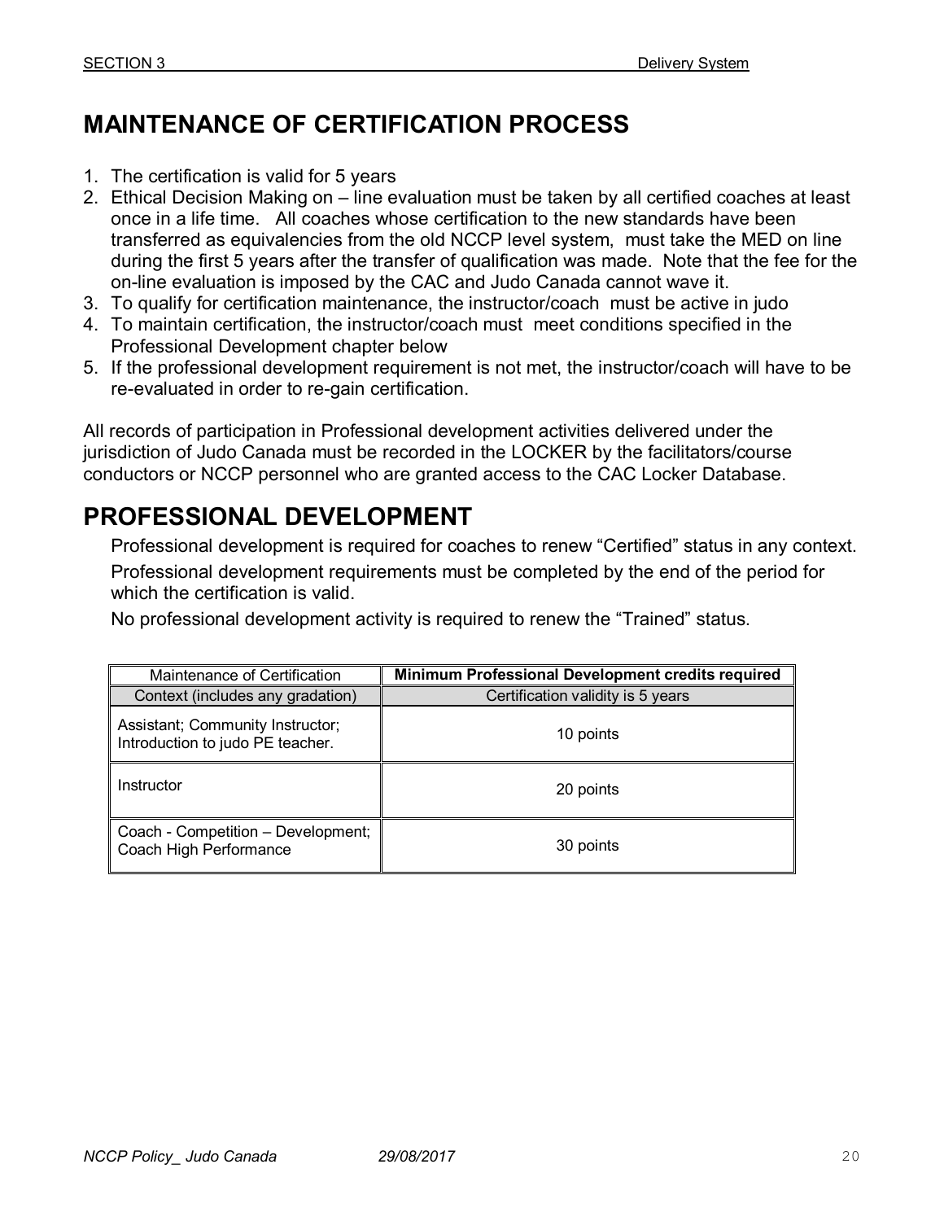## MAINTENANCE OF CERTIFICATION PROCESS

1. The certification is valid for 5 years
2. Ethical Decision Making on – line evaluation must be taken by all certified coaches at least once in a life time. All coaches whose certification to the new standards have been transferred as equivalencies from the old NCCP level system, must take the MED on line during the first 5 years after the transfer of qualification was made. Note that the fee for the on-line evaluation is imposed by the CAC and Judo Canada cannot wave it.
3. To qualify for certification maintenance, the instructor/coach must be active in judo
4. To maintain certification, the instructor/coach must meet conditions specified in the Professional Development chapter below
5. If the professional development requirement is not met, the instructor/coach will have to be re-evaluated in order to re-gain certification.

All records of participation in Professional development activities delivered under the jurisdiction of Judo Canada must be recorded in the LOCKER by the facilitators/course conductors or NCCP personnel who are granted access to the CAC Locker Database.

## PROFESSIONAL DEVELOPMENT

Professional development is required for coaches to renew "Certified" status in any context.

Professional development requirements must be completed by the end of the period for which the certification is valid.

No professional development activity is required to renew the "Trained" status.

| Maintenance of Certification | **Minimum Professional Development credits required** |
|---|---|
| Context (includes any gradation) | Certification validity is 5 years |
| Assistant; Community Instructor; Introduction to judo PE teacher. | 10 points |
| Instructor | 20 points |
| Coach - Competition – Development; Coach High Performance | 30 points |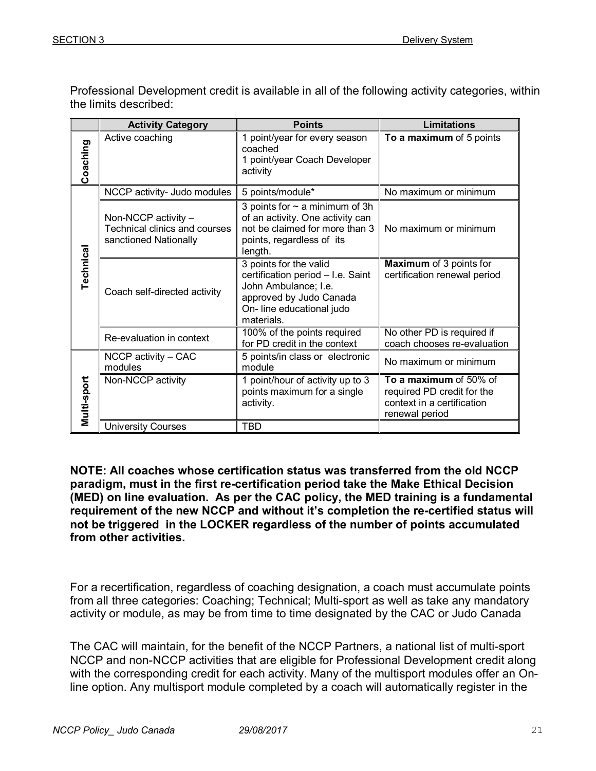Professional Development credit is available in all of the following activity categories, within the limits described:

| | Activity Category | Points | Limitations |
|---|---|---|---|
| Coaching | Active coaching | 1 point/year for every season coached<br>1 point/year Coach Developer activity | **To a maximum** of 5 points |
| Technical | NCCP activity- Judo modules | 5 points/module* | No maximum or minimum |
| | Non-NCCP activity – Technical clinics and courses sanctioned Nationally | 3 points for ~ a minimum of 3h of an activity. One activity can not be claimed for more than 3 points, regardless of its length. | No maximum or minimum |
| | Coach self-directed activity | 3 points for the valid certification period – I.e. Saint John Ambulance; I.e. approved by Judo Canada On- line educational judo materials. | **Maximum** of 3 points for certification renewal period |
| | Re-evaluation in context | 100% of the points required for PD credit in the context | No other PD is required if coach chooses re-evaluation |
| Multi-sport | NCCP activity – CAC modules | 5 points/in class or electronic module | No maximum or minimum |
| | Non-NCCP activity | 1 point/hour of activity up to 3 points maximum for a single activity. | **To a maximum** of 50% of required PD credit for the context in a certification renewal period |
| | University Courses | TBD | |

**NOTE: All coaches whose certification status was transferred from the old NCCP paradigm, must in the first re-certification period take the Make Ethical Decision (MED) on line evaluation. As per the CAC policy, the MED training is a fundamental requirement of the new NCCP and without it's completion the re-certified status will not be triggered in the LOCKER regardless of the number of points accumulated from other activities.**

For a recertification, regardless of coaching designation, a coach must accumulate points from all three categories: Coaching; Technical; Multi-sport as well as take any mandatory activity or module, as may be from time to time designated by the CAC or Judo Canada

The CAC will maintain, for the benefit of the NCCP Partners, a national list of multi-sport NCCP and non-NCCP activities that are eligible for Professional Development credit along with the corresponding credit for each activity. Many of the multisport modules offer an On-line option. Any multisport module completed by a coach will automatically register in the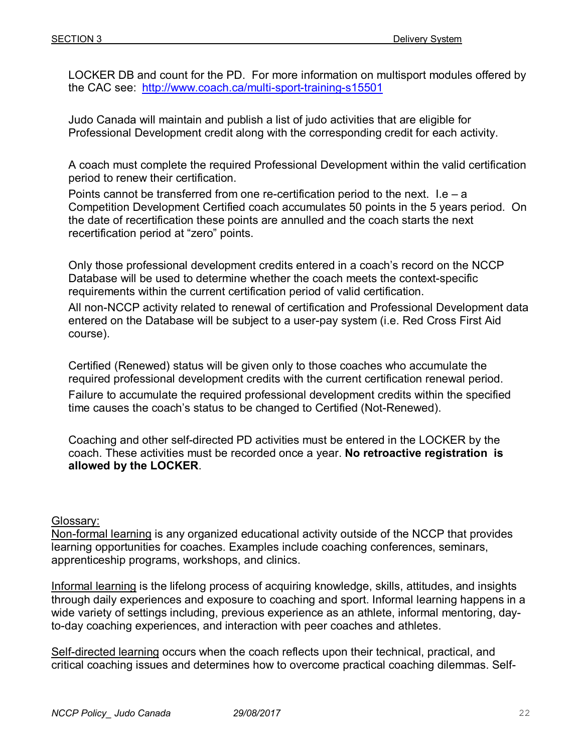LOCKER DB and count for the PD. For more information on multisport modules offered by the CAC see: [http://www.coach.ca/multi-sport-training-s15501](http://www.coach.ca/multi-sport-training-s15501)

Judo Canada will maintain and publish a list of judo activities that are eligible for Professional Development credit along with the corresponding credit for each activity.

A coach must complete the required Professional Development within the valid certification period to renew their certification.

Points cannot be transferred from one re-certification period to the next. I.e – a Competition Development Certified coach accumulates 50 points in the 5 years period. On the date of recertification these points are annulled and the coach starts the next recertification period at "zero" points.

Only those professional development credits entered in a coach's record on the NCCP Database will be used to determine whether the coach meets the context-specific requirements within the current certification period of valid certification.

All non-NCCP activity related to renewal of certification and Professional Development data entered on the Database will be subject to a user-pay system (i.e. Red Cross First Aid course).

Certified (Renewed) status will be given only to those coaches who accumulate the required professional development credits with the current certification renewal period.

Failure to accumulate the required professional development credits within the specified time causes the coach's status to be changed to Certified (Not-Renewed).

Coaching and other self-directed PD activities must be entered in the LOCKER by the coach. These activities must be recorded once a year. **No retroactive registration is allowed by the LOCKER**.

Glossary:

Non-formal learning is any organized educational activity outside of the NCCP that provides learning opportunities for coaches. Examples include coaching conferences, seminars, apprenticeship programs, workshops, and clinics.

Informal learning is the lifelong process of acquiring knowledge, skills, attitudes, and insights through daily experiences and exposure to coaching and sport. Informal learning happens in a wide variety of settings including, previous experience as an athlete, informal mentoring, day-to-day coaching experiences, and interaction with peer coaches and athletes.

Self-directed learning occurs when the coach reflects upon their technical, practical, and critical coaching issues and determines how to overcome practical coaching dilemmas. Self-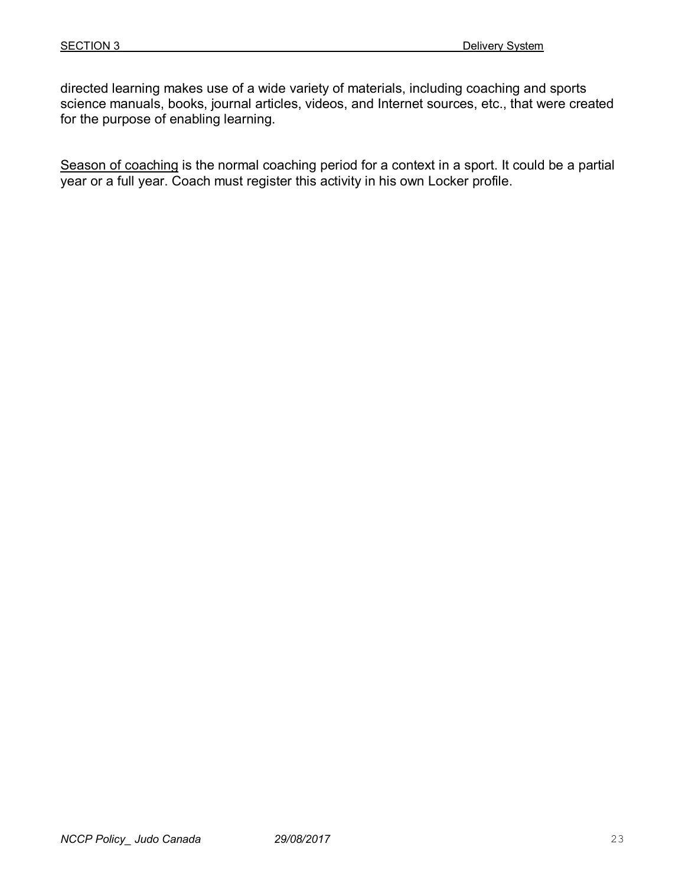directed learning makes use of a wide variety of materials, including coaching and sports science manuals, books, journal articles, videos, and Internet sources, etc., that were created for the purpose of enabling learning.

<u>Season of coaching</u> is the normal coaching period for a context in a sport. It could be a partial year or a full year. Coach must register this activity in his own Locker profile.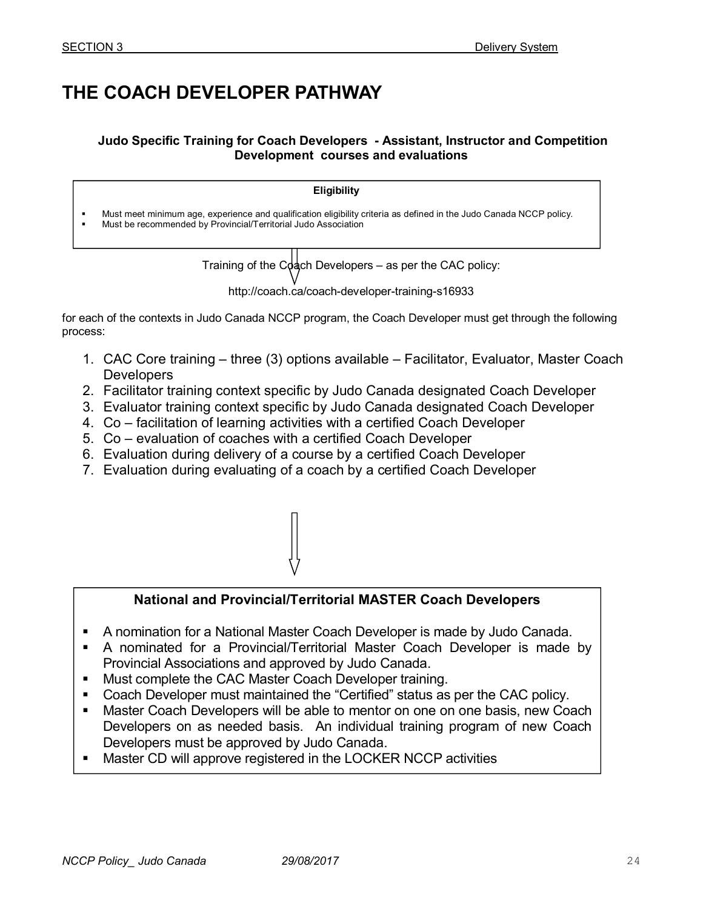# THE COACH DEVELOPER PATHWAY

**Judo Specific Training for Coach Developers - Assistant, Instructor and Competition Development courses and evaluations**

**Eligibility**

- Must meet minimum age, experience and qualification eligibility criteria as defined in the Judo Canada NCCP policy.
- Must be recommended by Provincial/Territorial Judo Association

Training of the Coach Developers – as per the CAC policy:

http://coach.ca/coach-developer-training-s16933

for each of the contexts in Judo Canada NCCP program, the Coach Developer must get through the following process:

1. CAC Core training – three (3) options available – Facilitator, Evaluator, Master Coach Developers
2. Facilitator training context specific by Judo Canada designated Coach Developer
3. Evaluator training context specific by Judo Canada designated Coach Developer
4. Co – facilitation of learning activities with a certified Coach Developer
5. Co – evaluation of coaches with a certified Coach Developer
6. Evaluation during delivery of a course by a certified Coach Developer
7. Evaluation during evaluating of a coach by a certified Coach Developer

**National and Provincial/Territorial MASTER Coach Developers**

- A nomination for a National Master Coach Developer is made by Judo Canada.
- A nominated for a Provincial/Territorial Master Coach Developer is made by Provincial Associations and approved by Judo Canada.
- Must complete the CAC Master Coach Developer training.
- Coach Developer must maintained the "Certified" status as per the CAC policy.
- Master Coach Developers will be able to mentor on one on one basis, new Coach Developers on as needed basis. An individual training program of new Coach Developers must be approved by Judo Canada.
- Master CD will approve registered in the LOCKER NCCP activities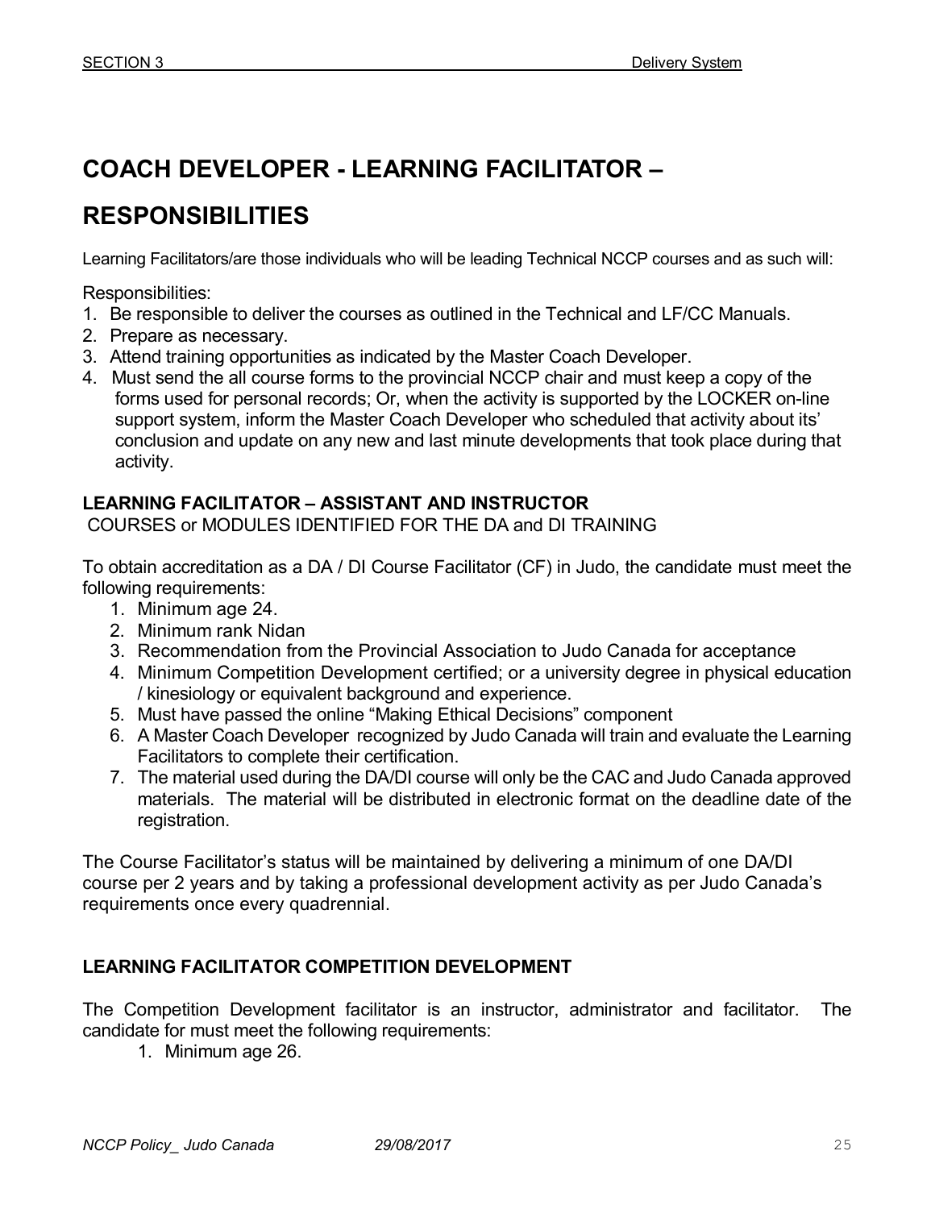# COACH DEVELOPER - LEARNING FACILITATOR – RESPONSIBILITIES

Learning Facilitators/are those individuals who will be leading Technical NCCP courses and as such will:

Responsibilities:

1. Be responsible to deliver the courses as outlined in the Technical and LF/CC Manuals.
2. Prepare as necessary.
3. Attend training opportunities as indicated by the Master Coach Developer.
4. Must send the all course forms to the provincial NCCP chair and must keep a copy of the forms used for personal records; Or, when the activity is supported by the LOCKER on-line support system, inform the Master Coach Developer who scheduled that activity about its' conclusion and update on any new and last minute developments that took place during that activity.

### LEARNING FACILITATOR – ASSISTANT AND INSTRUCTOR

COURSES or MODULES IDENTIFIED FOR THE DA and DI TRAINING

To obtain accreditation as a DA / DI Course Facilitator (CF) in Judo, the candidate must meet the following requirements:

1. Minimum age 24.
2. Minimum rank Nidan
3. Recommendation from the Provincial Association to Judo Canada for acceptance
4. Minimum Competition Development certified; or a university degree in physical education / kinesiology or equivalent background and experience.
5. Must have passed the online "Making Ethical Decisions" component
6. A Master Coach Developer recognized by Judo Canada will train and evaluate the Learning Facilitators to complete their certification.
7. The material used during the DA/DI course will only be the CAC and Judo Canada approved materials. The material will be distributed in electronic format on the deadline date of the registration.

The Course Facilitator's status will be maintained by delivering a minimum of one DA/DI course per 2 years and by taking a professional development activity as per Judo Canada's requirements once every quadrennial.

### LEARNING FACILITATOR COMPETITION DEVELOPMENT

The Competition Development facilitator is an instructor, administrator and facilitator. The candidate for must meet the following requirements:

1. Minimum age 26.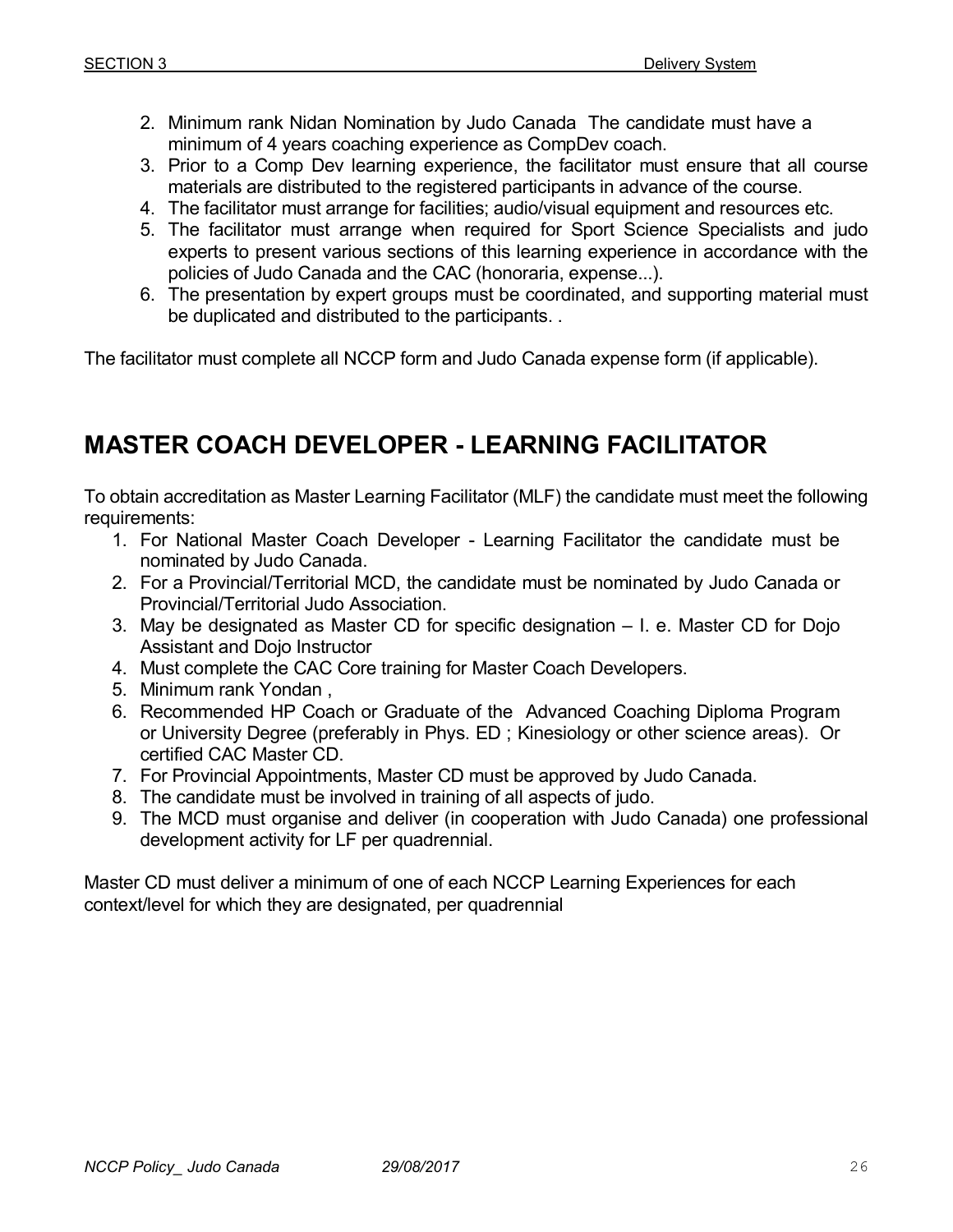2. Minimum rank Nidan Nomination by Judo Canada The candidate must have a minimum of 4 years coaching experience as CompDev coach.
3. Prior to a Comp Dev learning experience, the facilitator must ensure that all course materials are distributed to the registered participants in advance of the course.
4. The facilitator must arrange for facilities; audio/visual equipment and resources etc.
5. The facilitator must arrange when required for Sport Science Specialists and judo experts to present various sections of this learning experience in accordance with the policies of Judo Canada and the CAC (honoraria, expense...).
6. The presentation by expert groups must be coordinated, and supporting material must be duplicated and distributed to the participants. .

The facilitator must complete all NCCP form and Judo Canada expense form (if applicable).

## MASTER COACH DEVELOPER - LEARNING FACILITATOR

To obtain accreditation as Master Learning Facilitator (MLF) the candidate must meet the following requirements:

1. For National Master Coach Developer - Learning Facilitator the candidate must be nominated by Judo Canada.
2. For a Provincial/Territorial MCD, the candidate must be nominated by Judo Canada or Provincial/Territorial Judo Association.
3. May be designated as Master CD for specific designation – I. e. Master CD for Dojo Assistant and Dojo Instructor
4. Must complete the CAC Core training for Master Coach Developers.
5. Minimum rank Yondan ,
6. Recommended HP Coach or Graduate of the Advanced Coaching Diploma Program or University Degree (preferably in Phys. ED ; Kinesiology or other science areas). Or certified CAC Master CD.
7. For Provincial Appointments, Master CD must be approved by Judo Canada.
8. The candidate must be involved in training of all aspects of judo.
9. The MCD must organise and deliver (in cooperation with Judo Canada) one professional development activity for LF per quadrennial.

Master CD must deliver a minimum of one of each NCCP Learning Experiences for each context/level for which they are designated, per quadrennial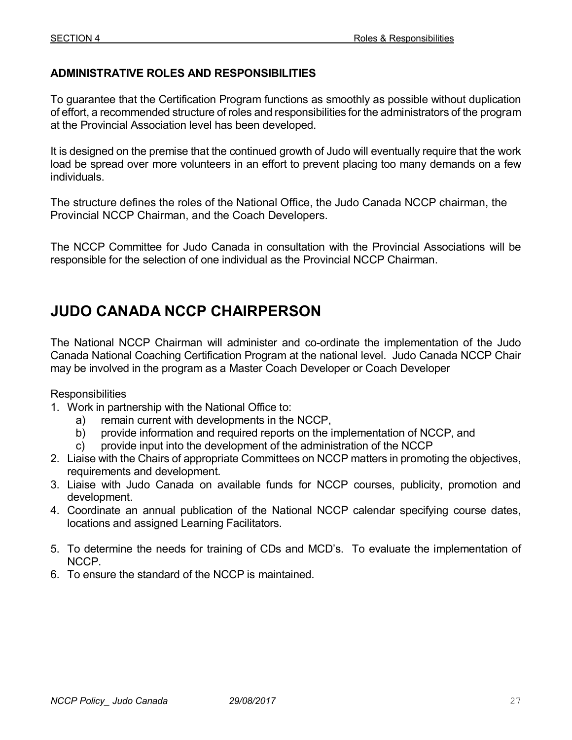### ADMINISTRATIVE ROLES AND RESPONSIBILITIES

To guarantee that the Certification Program functions as smoothly as possible without duplication of effort, a recommended structure of roles and responsibilities for the administrators of the program at the Provincial Association level has been developed.

It is designed on the premise that the continued growth of Judo will eventually require that the work load be spread over more volunteers in an effort to prevent placing too many demands on a few individuals.

The structure defines the roles of the National Office, the Judo Canada NCCP chairman, the Provincial NCCP Chairman, and the Coach Developers.

The NCCP Committee for Judo Canada in consultation with the Provincial Associations will be responsible for the selection of one individual as the Provincial NCCP Chairman.

# JUDO CANADA NCCP CHAIRPERSON

The National NCCP Chairman will administer and co-ordinate the implementation of the Judo Canada National Coaching Certification Program at the national level. Judo Canada NCCP Chair may be involved in the program as a Master Coach Developer or Coach Developer

Responsibilities

1. Work in partnership with the National Office to:
   a) remain current with developments in the NCCP,
   b) provide information and required reports on the implementation of NCCP, and
   c) provide input into the development of the administration of the NCCP
2. Liaise with the Chairs of appropriate Committees on NCCP matters in promoting the objectives, requirements and development.
3. Liaise with Judo Canada on available funds for NCCP courses, publicity, promotion and development.
4. Coordinate an annual publication of the National NCCP calendar specifying course dates, locations and assigned Learning Facilitators.
5. To determine the needs for training of CDs and MCD's. To evaluate the implementation of NCCP.
6. To ensure the standard of the NCCP is maintained.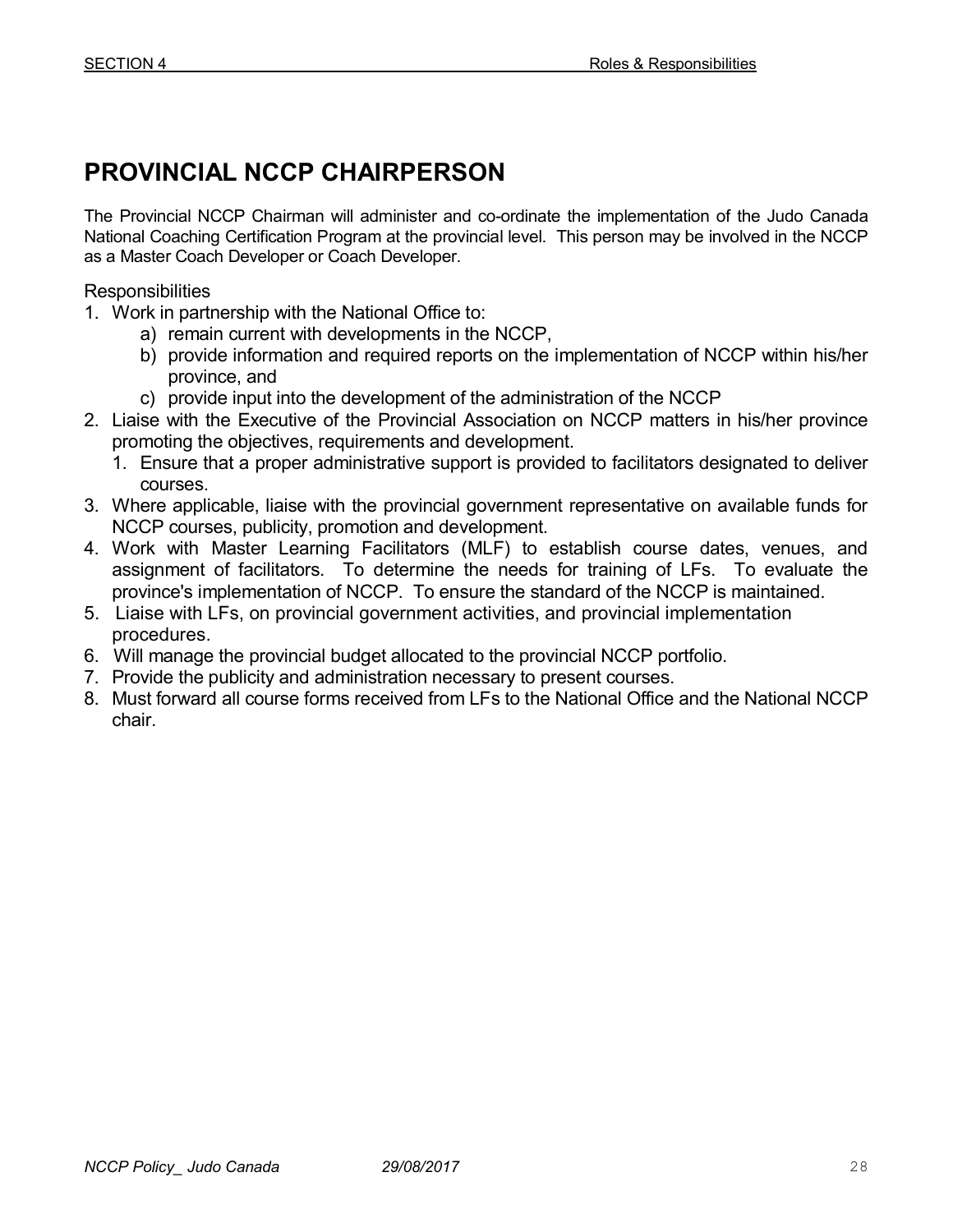# PROVINCIAL NCCP CHAIRPERSON

The Provincial NCCP Chairman will administer and co-ordinate the implementation of the Judo Canada National Coaching Certification Program at the provincial level. This person may be involved in the NCCP as a Master Coach Developer or Coach Developer.

Responsibilities

1. Work in partnership with the National Office to:
   a) remain current with developments in the NCCP,
   b) provide information and required reports on the implementation of NCCP within his/her province, and
   c) provide input into the development of the administration of the NCCP
2. Liaise with the Executive of the Provincial Association on NCCP matters in his/her province promoting the objectives, requirements and development.
   1. Ensure that a proper administrative support is provided to facilitators designated to deliver courses.
3. Where applicable, liaise with the provincial government representative on available funds for NCCP courses, publicity, promotion and development.
4. Work with Master Learning Facilitators (MLF) to establish course dates, venues, and assignment of facilitators. To determine the needs for training of LFs. To evaluate the province's implementation of NCCP. To ensure the standard of the NCCP is maintained.
5. Liaise with LFs, on provincial government activities, and provincial implementation procedures.
6. Will manage the provincial budget allocated to the provincial NCCP portfolio.
7. Provide the publicity and administration necessary to present courses.
8. Must forward all course forms received from LFs to the National Office and the National NCCP chair.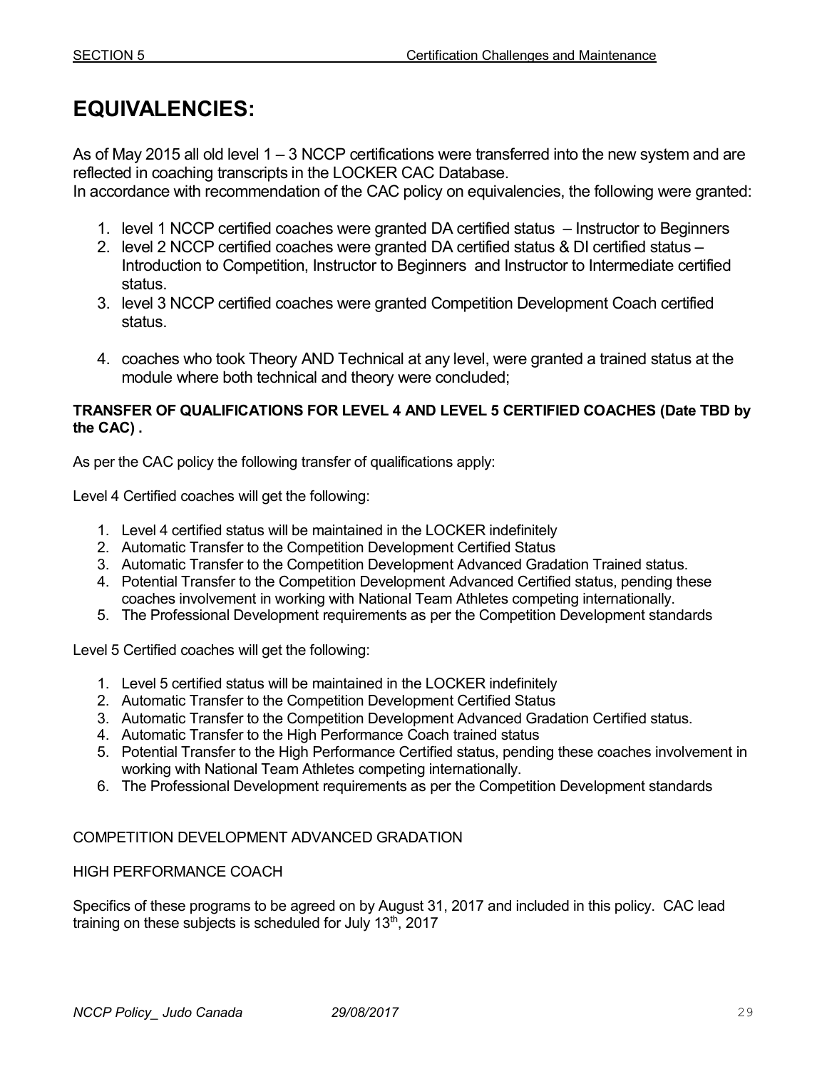# EQUIVALENCIES:

As of May 2015 all old level 1 – 3 NCCP certifications were transferred into the new system and are reflected in coaching transcripts in the LOCKER CAC Database.
In accordance with recommendation of the CAC policy on equivalencies, the following were granted:

1. level 1 NCCP certified coaches were granted DA certified status – Instructor to Beginners
2. level 2 NCCP certified coaches were granted DA certified status & DI certified status – Introduction to Competition, Instructor to Beginners and Instructor to Intermediate certified status.
3. level 3 NCCP certified coaches were granted Competition Development Coach certified status.
4. coaches who took Theory AND Technical at any level, were granted a trained status at the module where both technical and theory were concluded;

**TRANSFER OF QUALIFICATIONS FOR LEVEL 4 AND LEVEL 5 CERTIFIED COACHES (Date TBD by the CAC) .**

As per the CAC policy the following transfer of qualifications apply:

Level 4 Certified coaches will get the following:

1. Level 4 certified status will be maintained in the LOCKER indefinitely
2. Automatic Transfer to the Competition Development Certified Status
3. Automatic Transfer to the Competition Development Advanced Gradation Trained status.
4. Potential Transfer to the Competition Development Advanced Certified status, pending these coaches involvement in working with National Team Athletes competing internationally.
5. The Professional Development requirements as per the Competition Development standards

Level 5 Certified coaches will get the following:

1. Level 5 certified status will be maintained in the LOCKER indefinitely
2. Automatic Transfer to the Competition Development Certified Status
3. Automatic Transfer to the Competition Development Advanced Gradation Certified status.
4. Automatic Transfer to the High Performance Coach trained status
5. Potential Transfer to the High Performance Certified status, pending these coaches involvement in working with National Team Athletes competing internationally.
6. The Professional Development requirements as per the Competition Development standards

COMPETITION DEVELOPMENT ADVANCED GRADATION

HIGH PERFORMANCE COACH

Specifics of these programs to be agreed on by August 31, 2017 and included in this policy. CAC lead training on these subjects is scheduled for July 13th, 2017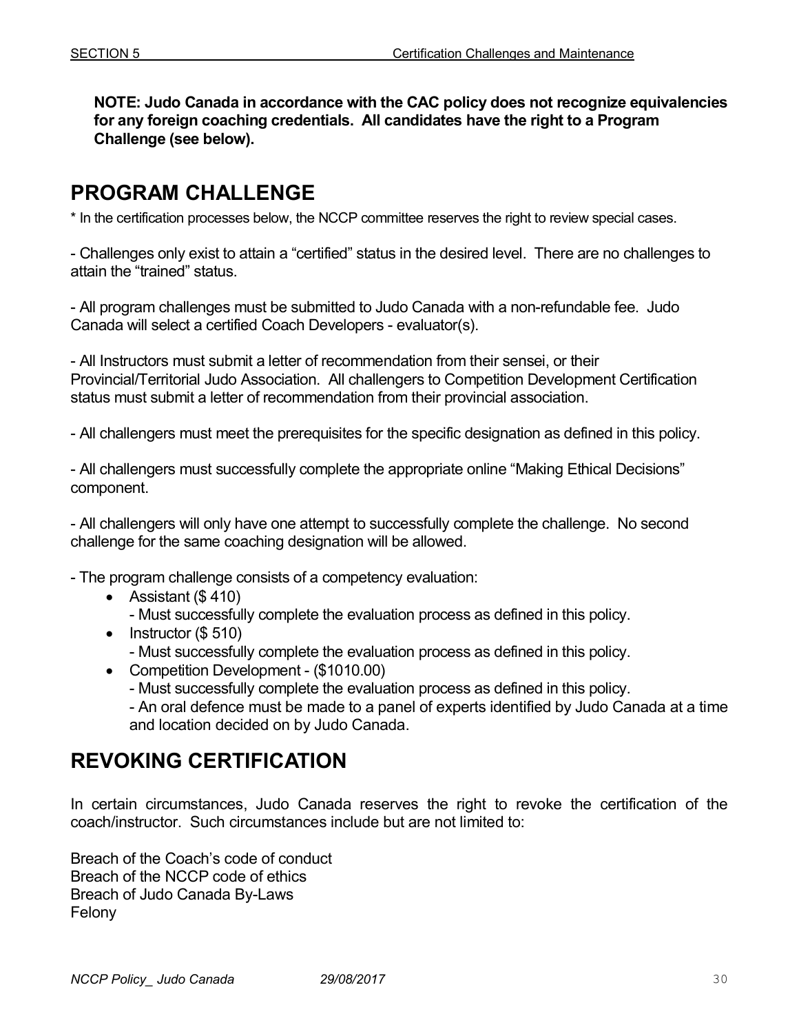**NOTE: Judo Canada in accordance with the CAC policy does not recognize equivalencies for any foreign coaching credentials. All candidates have the right to a Program Challenge (see below).**

## PROGRAM CHALLENGE

* In the certification processes below, the NCCP committee reserves the right to review special cases.

- Challenges only exist to attain a "certified" status in the desired level. There are no challenges to attain the "trained" status.

- All program challenges must be submitted to Judo Canada with a non-refundable fee. Judo Canada will select a certified Coach Developers - evaluator(s).

- All Instructors must submit a letter of recommendation from their sensei, or their Provincial/Territorial Judo Association. All challengers to Competition Development Certification status must submit a letter of recommendation from their provincial association.

- All challengers must meet the prerequisites for the specific designation as defined in this policy.

- All challengers must successfully complete the appropriate online "Making Ethical Decisions" component.

- All challengers will only have one attempt to successfully complete the challenge. No second challenge for the same coaching designation will be allowed.

- The program challenge consists of a competency evaluation:
  - Assistant ($ 410)
    - Must successfully complete the evaluation process as defined in this policy.
  - Instructor ($ 510)
    - Must successfully complete the evaluation process as defined in this policy.
  - Competition Development - ($1010.00)
    - Must successfully complete the evaluation process as defined in this policy.
    - An oral defence must be made to a panel of experts identified by Judo Canada at a time and location decided on by Judo Canada.

## REVOKING CERTIFICATION

In certain circumstances, Judo Canada reserves the right to revoke the certification of the coach/instructor. Such circumstances include but are not limited to:

Breach of the Coach's code of conduct
Breach of the NCCP code of ethics
Breach of Judo Canada By-Laws
Felony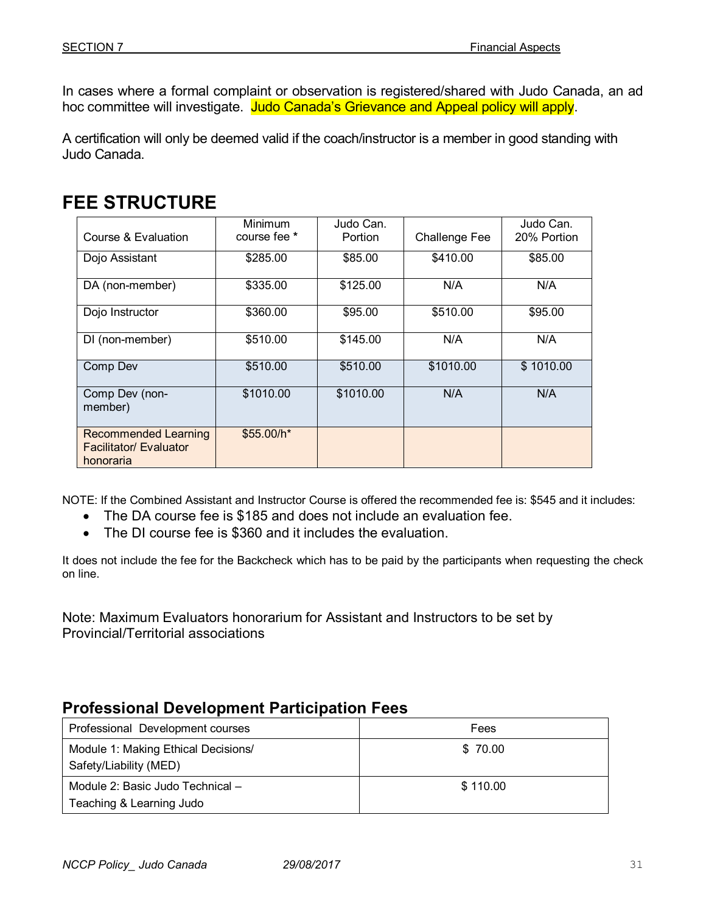In cases where a formal complaint or observation is registered/shared with Judo Canada, an ad hoc committee will investigate. Judo Canada's Grievance and Appeal policy will apply.

A certification will only be deemed valid if the coach/instructor is a member in good standing with Judo Canada.

## FEE STRUCTURE

| Course & Evaluation | Minimum course fee * | Judo Can. Portion | Challenge Fee | Judo Can. 20% Portion |
|---|---|---|---|---|
| Dojo Assistant | $285.00 | $85.00 | $410.00 | $85.00 |
| DA (non-member) | $335.00 | $125.00 | N/A | N/A |
| Dojo Instructor | $360.00 | $95.00 | $510.00 | $95.00 |
| DI (non-member) | $510.00 | $145.00 | N/A | N/A |
| Comp Dev | $510.00 | $510.00 | $1010.00 | $ 1010.00 |
| Comp Dev (non-member) | $1010.00 | $1010.00 | N/A | N/A |
| Recommended Learning Facilitator/ Evaluator honoraria | $55.00/h* | | | |

NOTE: If the Combined Assistant and Instructor Course is offered the recommended fee is: $545 and it includes:

- The DA course fee is $185 and does not include an evaluation fee.
- The DI course fee is $360 and it includes the evaluation.

It does not include the fee for the Backcheck which has to be paid by the participants when requesting the check on line.

Note: Maximum Evaluators honorarium for Assistant and Instructors to be set by Provincial/Territorial associations

### Professional Development Participation Fees

| Professional Development courses | Fees |
|---|---|
| Module 1: Making Ethical Decisions/ Safety/Liability (MED) | $ 70.00 |
| Module 2: Basic Judo Technical – Teaching & Learning Judo | $ 110.00 |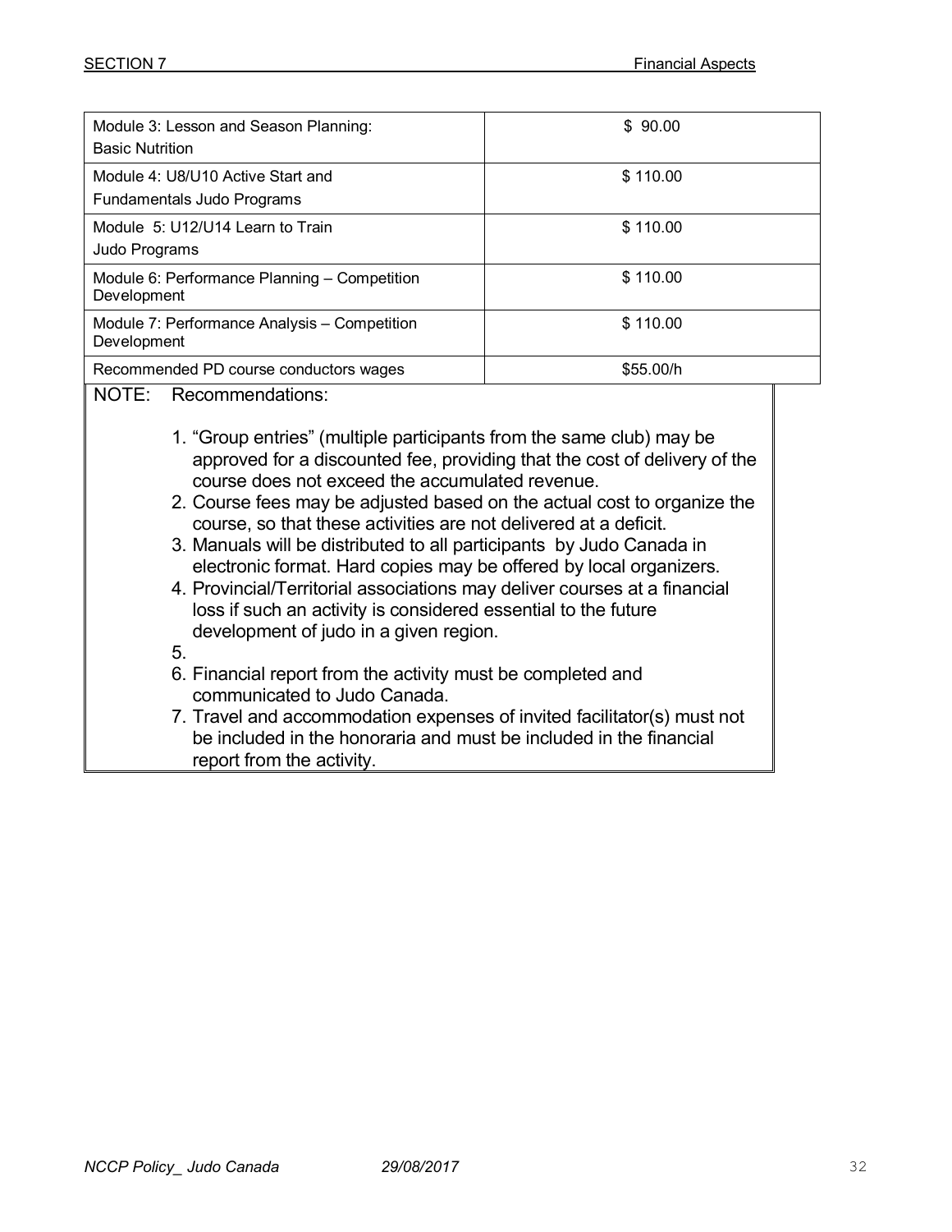| | |
|---|---|
| Module 3: Lesson and Season Planning: Basic Nutrition | $ 90.00 |
| Module 4: U8/U10 Active Start and Fundamentals Judo Programs | $ 110.00 |
| Module 5: U12/U14 Learn to Train Judo Programs | $ 110.00 |
| Module 6: Performance Planning – Competition Development | $ 110.00 |
| Module 7: Performance Analysis – Competition Development | $ 110.00 |
| Recommended PD course conductors wages | $55.00/h |

NOTE: Recommendations:

1. "Group entries" (multiple participants from the same club) may be approved for a discounted fee, providing that the cost of delivery of the course does not exceed the accumulated revenue.
2. Course fees may be adjusted based on the actual cost to organize the course, so that these activities are not delivered at a deficit.
3. Manuals will be distributed to all participants by Judo Canada in electronic format. Hard copies may be offered by local organizers.
4. Provincial/Territorial associations may deliver courses at a financial loss if such an activity is considered essential to the future development of judo in a given region.
5. 
6. Financial report from the activity must be completed and communicated to Judo Canada.
7. Travel and accommodation expenses of invited facilitator(s) must not be included in the honoraria and must be included in the financial report from the activity.